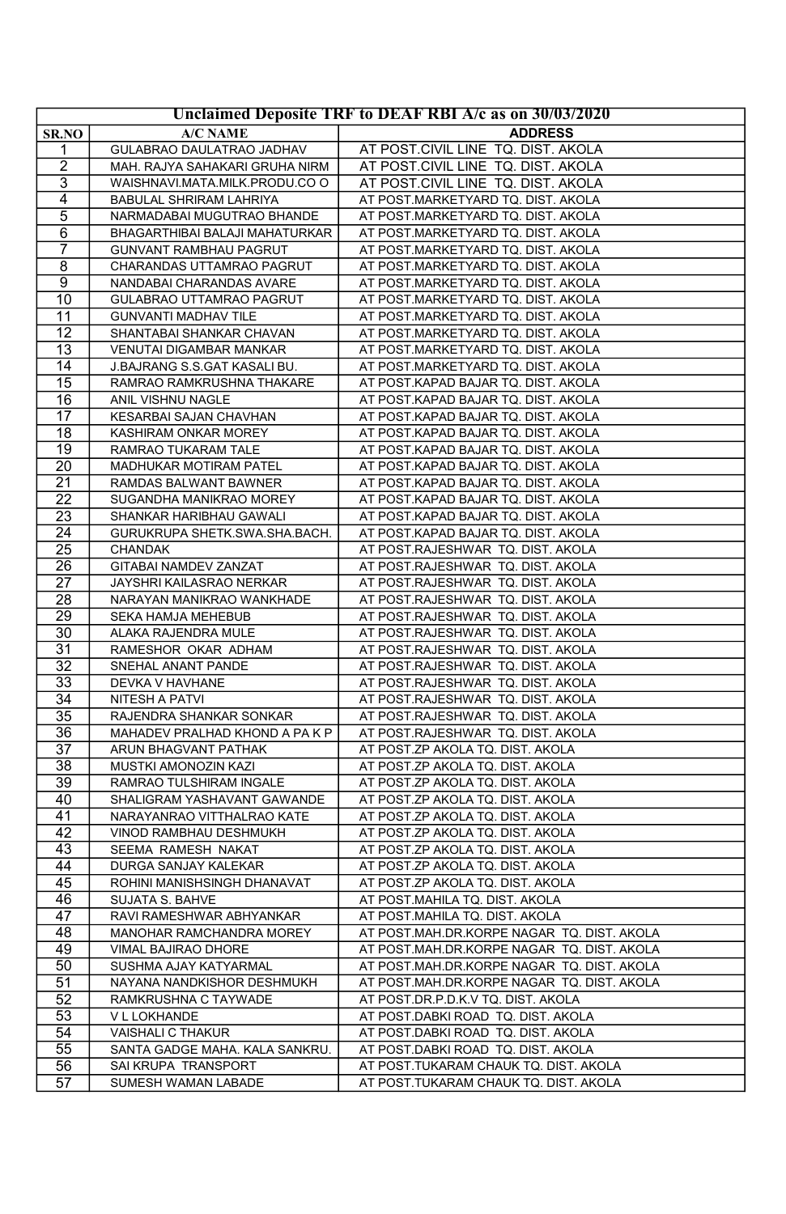# Unclaimed Deposite TRF to DEAF RBI A/c as on 30/03/2020

| SR.NO | A/C NAME | ADDRESS |
|---|---|---|
| 1 | GULABRAO DAULATRAO JADHAV | AT POST.CIVIL LINE TQ. DIST. AKOLA |
| 2 | MAH. RAJYA SAHAKARI GRUHA NIRM | AT POST.CIVIL LINE TQ. DIST. AKOLA |
| 3 | WAISHNAVI.MATA.MILK.PRODU.CO O | AT POST.CIVIL LINE TQ. DIST. AKOLA |
| 4 | BABULAL SHRIRAM LAHRIYA | AT POST.MARKETYARD TQ. DIST. AKOLA |
| 5 | NARMADABAI MUGUTRAO BHANDE | AT POST.MARKETYARD TQ. DIST. AKOLA |
| 6 | BHAGARTHIBAI BALAJI MAHATURKAR | AT POST.MARKETYARD TQ. DIST. AKOLA |
| 7 | GUNVANT RAMBHAU PAGRUT | AT POST.MARKETYARD TQ. DIST. AKOLA |
| 8 | CHARANDAS UTTAMRAO PAGRUT | AT POST.MARKETYARD TQ. DIST. AKOLA |
| 9 | NANDABAI CHARANDAS AVARE | AT POST.MARKETYARD TQ. DIST. AKOLA |
| 10 | GULABRAO UTTAMRAO PAGRUT | AT POST.MARKETYARD TQ. DIST. AKOLA |
| 11 | GUNVANTI MADHAV TILE | AT POST.MARKETYARD TQ. DIST. AKOLA |
| 12 | SHANTABAI SHANKAR CHAVAN | AT POST.MARKETYARD TQ. DIST. AKOLA |
| 13 | VENUTAI DIGAMBAR MANKAR | AT POST.MARKETYARD TQ. DIST. AKOLA |
| 14 | J.BAJRANG S.S.GAT KASALI BU. | AT POST.MARKETYARD TQ. DIST. AKOLA |
| 15 | RAMRAO RAMKRUSHNA THAKARE | AT POST.KAPAD BAJAR TQ. DIST. AKOLA |
| 16 | ANIL VISHNU NAGLE | AT POST.KAPAD BAJAR TQ. DIST. AKOLA |
| 17 | KESARBAI SAJAN CHAVHAN | AT POST.KAPAD BAJAR TQ. DIST. AKOLA |
| 18 | KASHIRAM ONKAR MOREY | AT POST.KAPAD BAJAR TQ. DIST. AKOLA |
| 19 | RAMRAO TUKARAM TALE | AT POST.KAPAD BAJAR TQ. DIST. AKOLA |
| 20 | MADHUKAR MOTIRAM PATEL | AT POST.KAPAD BAJAR TQ. DIST. AKOLA |
| 21 | RAMDAS BALWANT BAWNER | AT POST.KAPAD BAJAR TQ. DIST. AKOLA |
| 22 | SUGANDHA MANIKRAO MOREY | AT POST.KAPAD BAJAR TQ. DIST. AKOLA |
| 23 | SHANKAR HARIBHAU GAWALI | AT POST.KAPAD BAJAR TQ. DIST. AKOLA |
| 24 | GURUKRUPA SHETK.SWA.SHA.BACH. | AT POST.KAPAD BAJAR TQ. DIST. AKOLA |
| 25 | CHANDAK | AT POST.RAJESHWAR TQ. DIST. AKOLA |
| 26 | GITABAI NAMDEV ZANZAT | AT POST.RAJESHWAR TQ. DIST. AKOLA |
| 27 | JAYSHRI KAILASRAO NERKAR | AT POST.RAJESHWAR TQ. DIST. AKOLA |
| 28 | NARAYAN MANIKRAO WANKHADE | AT POST.RAJESHWAR TQ. DIST. AKOLA |
| 29 | SEKA HAMJA MEHEBUB | AT POST.RAJESHWAR TQ. DIST. AKOLA |
| 30 | ALAKA RAJENDRA MULE | AT POST.RAJESHWAR TQ. DIST. AKOLA |
| 31 | RAMESHOR OKAR ADHAM | AT POST.RAJESHWAR TQ. DIST. AKOLA |
| 32 | SNEHAL ANANT PANDE | AT POST.RAJESHWAR TQ. DIST. AKOLA |
| 33 | DEVKA V HAVHANE | AT POST.RAJESHWAR TQ. DIST. AKOLA |
| 34 | NITESH A PATVI | AT POST.RAJESHWAR TQ. DIST. AKOLA |
| 35 | RAJENDRA SHANKAR SONKAR | AT POST.RAJESHWAR TQ. DIST. AKOLA |
| 36 | MAHADEV PRALHAD KHOND A PA K P | AT POST.RAJESHWAR TQ. DIST. AKOLA |
| 37 | ARUN BHAGVANT PATHAK | AT POST.ZP AKOLA TQ. DIST. AKOLA |
| 38 | MUSTKI AMONOZIN KAZI | AT POST.ZP AKOLA TQ. DIST. AKOLA |
| 39 | RAMRAO TULSHIRAM INGALE | AT POST.ZP AKOLA TQ. DIST. AKOLA |
| 40 | SHALIGRAM YASHAVANT GAWANDE | AT POST.ZP AKOLA TQ. DIST. AKOLA |
| 41 | NARAYANRAO VITTHALRAO KATE | AT POST.ZP AKOLA TQ. DIST. AKOLA |
| 42 | VINOD RAMBHAU DESHMUKH | AT POST.ZP AKOLA TQ. DIST. AKOLA |
| 43 | SEEMA RAMESH NAKAT | AT POST.ZP AKOLA TQ. DIST. AKOLA |
| 44 | DURGA SANJAY KALEKAR | AT POST.ZP AKOLA TQ. DIST. AKOLA |
| 45 | ROHINI MANISHSINGH DHANAVAT | AT POST.ZP AKOLA TQ. DIST. AKOLA |
| 46 | SUJATA S. BAHVE | AT POST.MAHILA TQ. DIST. AKOLA |
| 47 | RAVI RAMESHWAR ABHYANKAR | AT POST.MAHILA TQ. DIST. AKOLA |
| 48 | MANOHAR RAMCHANDRA MOREY | AT POST.MAH.DR.KORPE NAGAR TQ. DIST. AKOLA |
| 49 | VIMAL BAJIRAO DHORE | AT POST.MAH.DR.KORPE NAGAR TQ. DIST. AKOLA |
| 50 | SUSHMA AJAY KATYARMAL | AT POST.MAH.DR.KORPE NAGAR TQ. DIST. AKOLA |
| 51 | NAYANA NANDKISHOR DESHMUKH | AT POST.MAH.DR.KORPE NAGAR TQ. DIST. AKOLA |
| 52 | RAMKRUSHNA C TAYWADE | AT POST.DR.P.D.K.V TQ. DIST. AKOLA |
| 53 | V L LOKHANDE | AT POST.DABKI ROAD TQ. DIST. AKOLA |
| 54 | VAISHALI C THAKUR | AT POST.DABKI ROAD TQ. DIST. AKOLA |
| 55 | SANTA GADGE MAHA. KALA SANKRU. | AT POST.DABKI ROAD TQ. DIST. AKOLA |
| 56 | SAI KRUPA TRANSPORT | AT POST.TUKARAM CHAUK TQ. DIST. AKOLA |
| 57 | SUMESH WAMAN LABADE | AT POST.TUKARAM CHAUK TQ. DIST. AKOLA |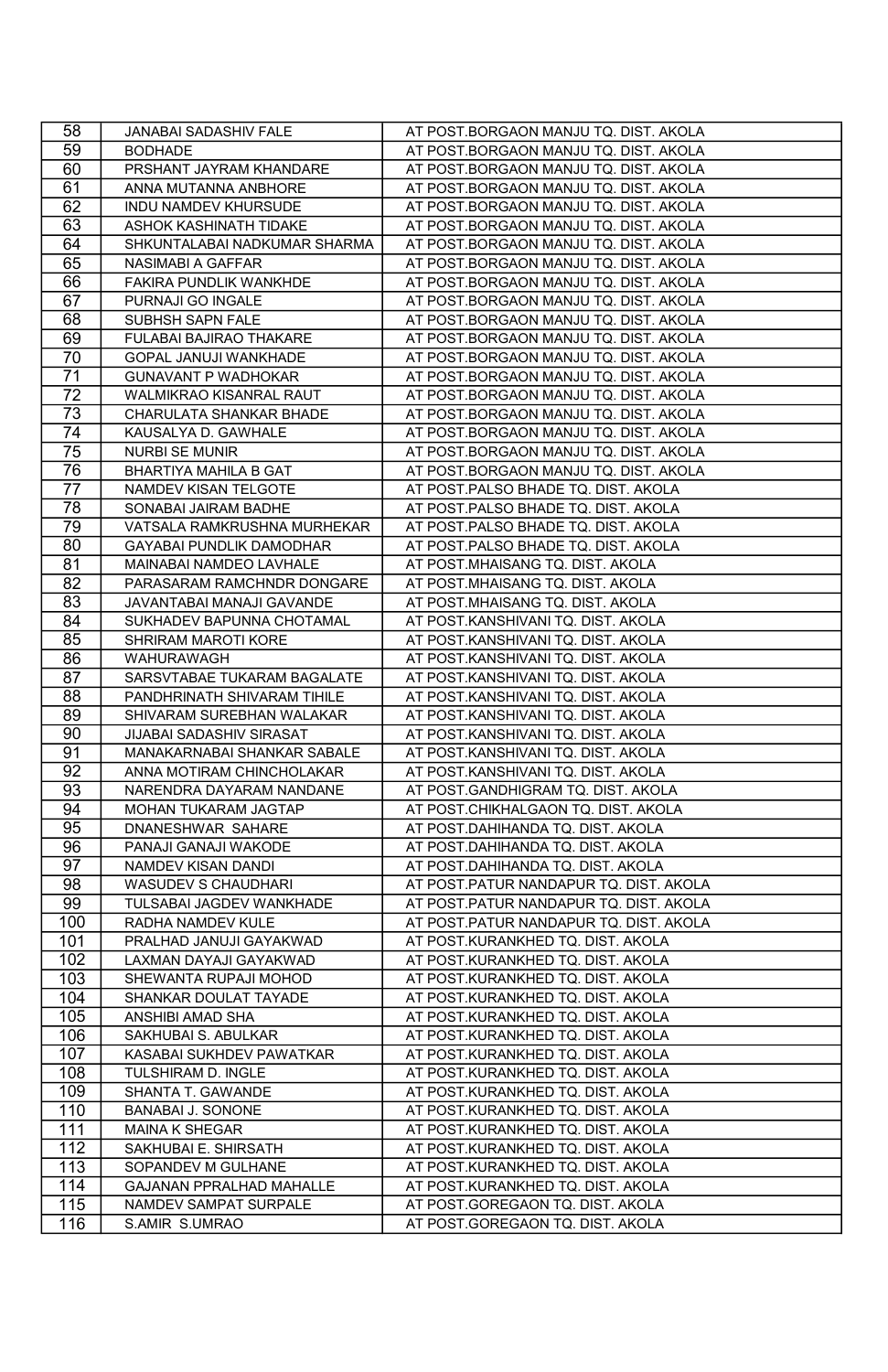| 58 | JANABAI SADASHIV FALE | AT POST.BORGAON MANJU TQ. DIST. AKOLA |
|---|---|---|
| 59 | BODHADE | AT POST.BORGAON MANJU TQ. DIST. AKOLA |
| 60 | PRSHANT JAYRAM KHANDARE | AT POST.BORGAON MANJU TQ. DIST. AKOLA |
| 61 | ANNA MUTANNA ANBHORE | AT POST.BORGAON MANJU TQ. DIST. AKOLA |
| 62 | INDU NAMDEV KHURSUDE | AT POST.BORGAON MANJU TQ. DIST. AKOLA |
| 63 | ASHOK KASHINATH TIDAKE | AT POST.BORGAON MANJU TQ. DIST. AKOLA |
| 64 | SHKUNTALABAI NADKUMAR SHARMA | AT POST.BORGAON MANJU TQ. DIST. AKOLA |
| 65 | NASIMABI A GAFFAR | AT POST.BORGAON MANJU TQ. DIST. AKOLA |
| 66 | FAKIRA PUNDLIK WANKHDE | AT POST.BORGAON MANJU TQ. DIST. AKOLA |
| 67 | PURNAJI GO INGALE | AT POST.BORGAON MANJU TQ. DIST. AKOLA |
| 68 | SUBHSH SAPN FALE | AT POST.BORGAON MANJU TQ. DIST. AKOLA |
| 69 | FULABAI BAJIRAO THAKARE | AT POST.BORGAON MANJU TQ. DIST. AKOLA |
| 70 | GOPAL JANUJI WANKHADE | AT POST.BORGAON MANJU TQ. DIST. AKOLA |
| 71 | GUNAVANT P WADHOKAR | AT POST.BORGAON MANJU TQ. DIST. AKOLA |
| 72 | WALMIKRAO KISANRAL RAUT | AT POST.BORGAON MANJU TQ. DIST. AKOLA |
| 73 | CHARULATA SHANKAR BHADE | AT POST.BORGAON MANJU TQ. DIST. AKOLA |
| 74 | KAUSALYA D. GAWHALE | AT POST.BORGAON MANJU TQ. DIST. AKOLA |
| 75 | NURBI SE MUNIR | AT POST.BORGAON MANJU TQ. DIST. AKOLA |
| 76 | BHARTIYA MAHILA B GAT | AT POST.BORGAON MANJU TQ. DIST. AKOLA |
| 77 | NAMDEV KISAN TELGOTE | AT POST.PALSO BHADE TQ. DIST. AKOLA |
| 78 | SONABAI JAIRAM BADHE | AT POST.PALSO BHADE TQ. DIST. AKOLA |
| 79 | VATSALA RAMKRUSHNA MURHEKAR | AT POST.PALSO BHADE TQ. DIST. AKOLA |
| 80 | GAYABAI PUNDLIK DAMODHAR | AT POST.PALSO BHADE TQ. DIST. AKOLA |
| 81 | MAINABAI NAMDEO LAVHALE | AT POST.MHAISANG TQ. DIST. AKOLA |
| 82 | PARASARAM RAMCHNDR DONGARE | AT POST.MHAISANG TQ. DIST. AKOLA |
| 83 | JAVANTABAI MANAJI GAVANDE | AT POST.MHAISANG TQ. DIST. AKOLA |
| 84 | SUKHADEV BAPUNNA CHOTAMAL | AT POST.KANSHIVANI TQ. DIST. AKOLA |
| 85 | SHRIRAM MAROTI KORE | AT POST.KANSHIVANI TQ. DIST. AKOLA |
| 86 | WAHURAWAGH | AT POST.KANSHIVANI TQ. DIST. AKOLA |
| 87 | SARSVTABAE TUKARAM BAGALATE | AT POST.KANSHIVANI TQ. DIST. AKOLA |
| 88 | PANDHRINATH SHIVARAM TIHILE | AT POST.KANSHIVANI TQ. DIST. AKOLA |
| 89 | SHIVARAM SUREBHAN WALAKAR | AT POST.KANSHIVANI TQ. DIST. AKOLA |
| 90 | JIJABAI SADASHIV SIRASAT | AT POST.KANSHIVANI TQ. DIST. AKOLA |
| 91 | MANAKARNABAI SHANKAR SABALE | AT POST.KANSHIVANI TQ. DIST. AKOLA |
| 92 | ANNA MOTIRAM CHINCHOLAKAR | AT POST.KANSHIVANI TQ. DIST. AKOLA |
| 93 | NARENDRA DAYARAM NANDANE | AT POST.GANDHIGRAM TQ. DIST. AKOLA |
| 94 | MOHAN TUKARAM JAGTAP | AT POST.CHIKHALGAON TQ. DIST. AKOLA |
| 95 | DNANESHWAR SAHARE | AT POST.DAHIHANDA TQ. DIST. AKOLA |
| 96 | PANAJI GANAJI WAKODE | AT POST.DAHIHANDA TQ. DIST. AKOLA |
| 97 | NAMDEV KISAN DANDI | AT POST.DAHIHANDA TQ. DIST. AKOLA |
| 98 | WASUDEV S CHAUDHARI | AT POST.PATUR NANDAPUR TQ. DIST. AKOLA |
| 99 | TULSABAI JAGDEV WANKHADE | AT POST.PATUR NANDAPUR TQ. DIST. AKOLA |
| 100 | RADHA NAMDEV KULE | AT POST.PATUR NANDAPUR TQ. DIST. AKOLA |
| 101 | PRALHAD JANUJI GAYAKWAD | AT POST.KURANKHED TQ. DIST. AKOLA |
| 102 | LAXMAN DAYAJI GAYAKWAD | AT POST.KURANKHED TQ. DIST. AKOLA |
| 103 | SHEWANTA RUPAJI MOHOD | AT POST.KURANKHED TQ. DIST. AKOLA |
| 104 | SHANKAR DOULAT TAYADE | AT POST.KURANKHED TQ. DIST. AKOLA |
| 105 | ANSHIBI AMAD SHA | AT POST.KURANKHED TQ. DIST. AKOLA |
| 106 | SAKHUBAI S. ABULKAR | AT POST.KURANKHED TQ. DIST. AKOLA |
| 107 | KASABAI SUKHDEV PAWATKAR | AT POST.KURANKHED TQ. DIST. AKOLA |
| 108 | TULSHIRAM D. INGLE | AT POST.KURANKHED TQ. DIST. AKOLA |
| 109 | SHANTA T. GAWANDE | AT POST.KURANKHED TQ. DIST. AKOLA |
| 110 | BANABAI J. SONONE | AT POST.KURANKHED TQ. DIST. AKOLA |
| 111 | MAINA K SHEGAR | AT POST.KURANKHED TQ. DIST. AKOLA |
| 112 | SAKHUBAI E. SHIRSATH | AT POST.KURANKHED TQ. DIST. AKOLA |
| 113 | SOPANDEV M GULHANE | AT POST.KURANKHED TQ. DIST. AKOLA |
| 114 | GAJANAN PPRALHAD MAHALLE | AT POST.KURANKHED TQ. DIST. AKOLA |
| 115 | NAMDEV SAMPAT SURPALE | AT POST.GOREGAON TQ. DIST. AKOLA |
| 116 | S.AMIR S.UMRAO | AT POST.GOREGAON TQ. DIST. AKOLA |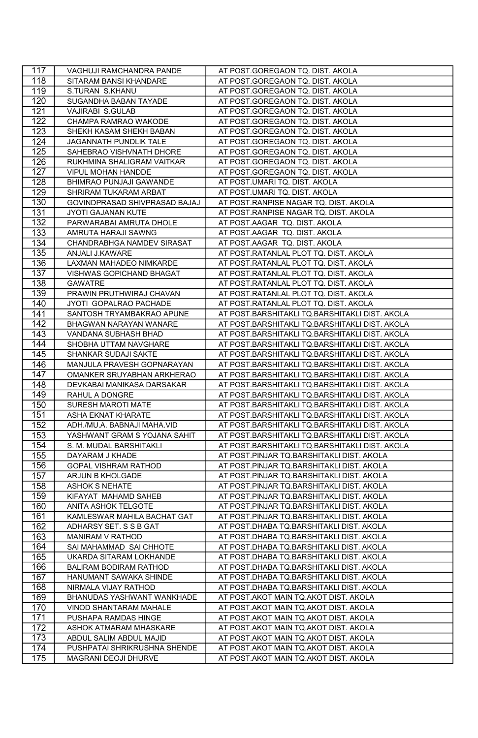| 117 | VAGHUJI RAMCHANDRA PANDE | AT POST.GOREGAON TQ. DIST. AKOLA |
|---|---|---|
| 118 | SITARAM BANSI KHANDARE | AT POST.GOREGAON TQ. DIST. AKOLA |
| 119 | S.TURAN S.KHANU | AT POST.GOREGAON TQ. DIST. AKOLA |
| 120 | SUGANDHA BABAN TAYADE | AT POST.GOREGAON TQ. DIST. AKOLA |
| 121 | VAJIRABI S.GULAB | AT POST.GOREGAON TQ. DIST. AKOLA |
| 122 | CHAMPA RAMRAO WAKODE | AT POST.GOREGAON TQ. DIST. AKOLA |
| 123 | SHEKH KASAM SHEKH BABAN | AT POST.GOREGAON TQ. DIST. AKOLA |
| 124 | JAGANNATH PUNDLIK TALE | AT POST.GOREGAON TQ. DIST. AKOLA |
| 125 | SAHEBRAO VISHVNATH DHORE | AT POST.GOREGAON TQ. DIST. AKOLA |
| 126 | RUKHMINA SHALIGRAM VAITKAR | AT POST.GOREGAON TQ. DIST. AKOLA |
| 127 | VIPUL MOHAN HANDDE | AT POST.GOREGAON TQ. DIST. AKOLA |
| 128 | BHIMRAO PUNJAJI GAWANDE | AT POST.UMARI TQ. DIST. AKOLA |
| 129 | SHRIRAM TUKARAM ARBAT | AT POST.UMARI TQ. DIST. AKOLA |
| 130 | GOVINDPRASAD SHIVPRASAD BAJAJ | AT POST.RANPISE NAGAR TQ. DIST. AKOLA |
| 131 | JYOTI GAJANAN KUTE | AT POST.RANPISE NAGAR TQ. DIST. AKOLA |
| 132 | PARWARABAI AMRUTA DHOLE | AT POST.AAGAR TQ. DIST. AKOLA |
| 133 | AMRUTA HARAJI SAWNG | AT POST.AAGAR TQ. DIST. AKOLA |
| 134 | CHANDRABHGA NAMDEV SIRASAT | AT POST.AAGAR TQ. DIST. AKOLA |
| 135 | ANJALI J.KAWARE | AT POST.RATANLAL PLOT TQ. DIST. AKOLA |
| 136 | LAXMAN MAHADEO NIMKARDE | AT POST.RATANLAL PLOT TQ. DIST. AKOLA |
| 137 | VISHWAS GOPICHAND BHAGAT | AT POST.RATANLAL PLOT TQ. DIST. AKOLA |
| 138 | GAWATRE | AT POST.RATANLAL PLOT TQ. DIST. AKOLA |
| 139 | PRAWIN PRUTHWIRAJ CHAVAN | AT POST.RATANLAL PLOT TQ. DIST. AKOLA |
| 140 | JYOTI GOPALRAO PACHADE | AT POST.RATANLAL PLOT TQ. DIST. AKOLA |
| 141 | SANTOSH TRYAMBAKRAO APUNE | AT POST.BARSHITAKLI TQ.BARSHITAKLI DIST. AKOLA |
| 142 | BHAGWAN NARAYAN WANARE | AT POST.BARSHITAKLI TQ.BARSHITAKLI DIST. AKOLA |
| 143 | VANDANA SUBHASH BHAD | AT POST.BARSHITAKLI TQ.BARSHITAKLI DIST. AKOLA |
| 144 | SHOBHA UTTAM NAVGHARE | AT POST.BARSHITAKLI TQ.BARSHITAKLI DIST. AKOLA |
| 145 | SHANKAR SUDAJI SAKTE | AT POST.BARSHITAKLI TQ.BARSHITAKLI DIST. AKOLA |
| 146 | MANJULA PRAVESH GOPNARAYAN | AT POST.BARSHITAKLI TQ.BARSHITAKLI DIST. AKOLA |
| 147 | OMANKER SRUYABHAN ARKHERAO | AT POST.BARSHITAKLI TQ.BARSHITAKLI DIST. AKOLA |
| 148 | DEVKABAI MANIKASA DARSAKAR | AT POST.BARSHITAKLI TQ.BARSHITAKLI DIST. AKOLA |
| 149 | RAHUL A DONGRE | AT POST.BARSHITAKLI TQ.BARSHITAKLI DIST. AKOLA |
| 150 | SURESH MAROTI MATE | AT POST.BARSHITAKLI TQ.BARSHITAKLI DIST. AKOLA |
| 151 | ASHA EKNAT KHARATE | AT POST.BARSHITAKLI TQ.BARSHITAKLI DIST. AKOLA |
| 152 | ADH./MU.A. BABNAJI MAHA.VID | AT POST.BARSHITAKLI TQ.BARSHITAKLI DIST. AKOLA |
| 153 | YASHWANT GRAM S YOJANA SAHIT | AT POST.BARSHITAKLI TQ.BARSHITAKLI DIST. AKOLA |
| 154 | S. M. MUDAL BARSHITAKLI | AT POST.BARSHITAKLI TQ.BARSHITAKLI DIST. AKOLA |
| 155 | DAYARAM J KHADE | AT POST.PINJAR TQ.BARSHITAKLI DIST. AKOLA |
| 156 | GOPAL VISHRAM RATHOD | AT POST.PINJAR TQ.BARSHITAKLI DIST. AKOLA |
| 157 | ARJUN B KHOLGADE | AT POST.PINJAR TQ.BARSHITAKLI DIST. AKOLA |
| 158 | ASHOK S NEHATE | AT POST.PINJAR TQ.BARSHITAKLI DIST. AKOLA |
| 159 | KIFAYAT MAHAMD SAHEB | AT POST.PINJAR TQ.BARSHITAKLI DIST. AKOLA |
| 160 | ANITA ASHOK TELGOTE | AT POST.PINJAR TQ.BARSHITAKLI DIST. AKOLA |
| 161 | KAMLESWAR MAHILA BACHAT GAT | AT POST.PINJAR TQ.BARSHITAKLI DIST. AKOLA |
| 162 | ADHARSY SET. S S B GAT | AT POST.DHABA TQ.BARSHITAKLI DIST. AKOLA |
| 163 | MANIRAM V RATHOD | AT POST.DHABA TQ.BARSHITAKLI DIST. AKOLA |
| 164 | SAI MAHAMMAD SAI CHHOTE | AT POST.DHABA TQ.BARSHITAKLI DIST. AKOLA |
| 165 | UKARDA SITARAM LOKHANDE | AT POST.DHABA TQ.BARSHITAKLI DIST. AKOLA |
| 166 | BALIRAM BODIRAM RATHOD | AT POST.DHABA TQ.BARSHITAKLI DIST. AKOLA |
| 167 | HANUMANT SAWAKA SHINDE | AT POST.DHABA TQ.BARSHITAKLI DIST. AKOLA |
| 168 | NIRMALA VIJAY RATHOD | AT POST.DHABA TQ.BARSHITAKLI DIST. AKOLA |
| 169 | BHANUDAS YASHWANT WANKHADE | AT POST.AKOT MAIN TQ.AKOT DIST. AKOLA |
| 170 | VINOD SHANTARAM MAHALE | AT POST.AKOT MAIN TQ.AKOT DIST. AKOLA |
| 171 | PUSHAPA RAMDAS HINGE | AT POST.AKOT MAIN TQ.AKOT DIST. AKOLA |
| 172 | ASHOK ATMARAM MHASKARE | AT POST.AKOT MAIN TQ.AKOT DIST. AKOLA |
| 173 | ABDUL SALIM ABDUL MAJID | AT POST.AKOT MAIN TQ.AKOT DIST. AKOLA |
| 174 | PUSHPATAI SHRIKRUSHNA SHENDE | AT POST.AKOT MAIN TQ.AKOT DIST. AKOLA |
| 175 | MAGRANI DEOJI DHURVE | AT POST.AKOT MAIN TQ.AKOT DIST. AKOLA |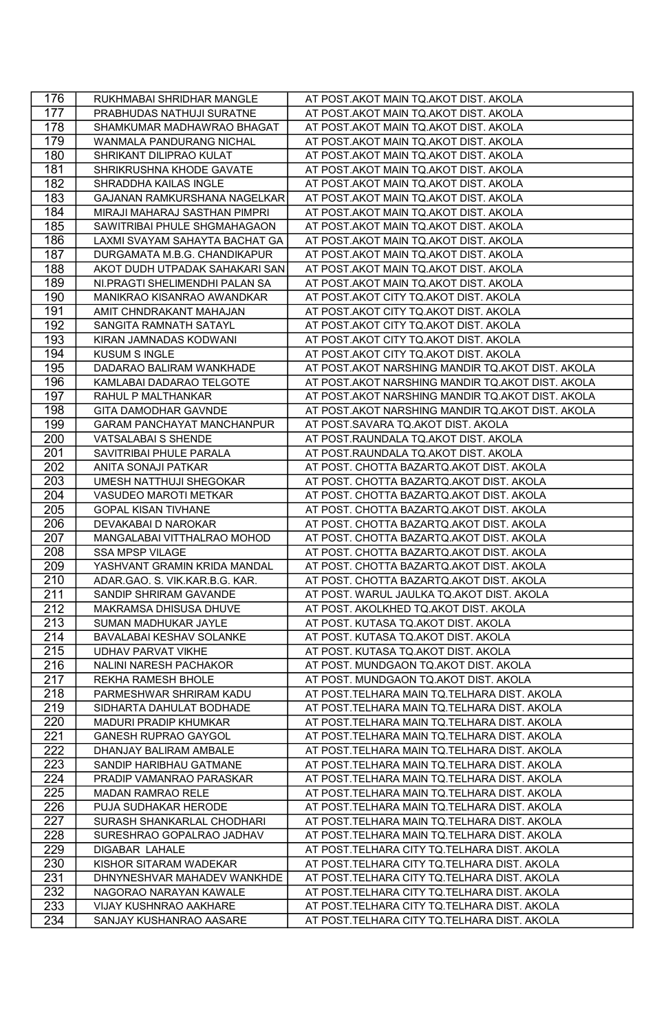| 176 | RUKHMABAI SHRIDHAR MANGLE | AT POST.AKOT MAIN TQ.AKOT DIST. AKOLA |
|---|---|---|
| 177 | PRABHUDAS NATHUJI SURATNE | AT POST.AKOT MAIN TQ.AKOT DIST. AKOLA |
| 178 | SHAMKUMAR MADHAWRAO BHAGAT | AT POST.AKOT MAIN TQ.AKOT DIST. AKOLA |
| 179 | WANMALA PANDURANG NICHAL | AT POST.AKOT MAIN TQ.AKOT DIST. AKOLA |
| 180 | SHRIKANT DILIPRAO KULAT | AT POST.AKOT MAIN TQ.AKOT DIST. AKOLA |
| 181 | SHRIKRUSHNA KHODE GAVATE | AT POST.AKOT MAIN TQ.AKOT DIST. AKOLA |
| 182 | SHRADDHA KAILAS INGLE | AT POST.AKOT MAIN TQ.AKOT DIST. AKOLA |
| 183 | GAJANAN RAMKURSHANA NAGELKAR | AT POST.AKOT MAIN TQ.AKOT DIST. AKOLA |
| 184 | MIRAJI MAHARAJ SASTHAN PIMPRI | AT POST.AKOT MAIN TQ.AKOT DIST. AKOLA |
| 185 | SAWITRIBAI PHULE SHGMAHAGAON | AT POST.AKOT MAIN TQ.AKOT DIST. AKOLA |
| 186 | LAXMI SVAYAM SAHAYTA BACHAT GA | AT POST.AKOT MAIN TQ.AKOT DIST. AKOLA |
| 187 | DURGAMATA M.B.G. CHANDIKAPUR | AT POST.AKOT MAIN TQ.AKOT DIST. AKOLA |
| 188 | AKOT DUDH UTPADAK SAHAKARI SAN | AT POST.AKOT MAIN TQ.AKOT DIST. AKOLA |
| 189 | NI.PRAGTI SHELIMENDHI PALAN SA | AT POST.AKOT MAIN TQ.AKOT DIST. AKOLA |
| 190 | MANIKRAO KISANRAO AWANDKAR | AT POST.AKOT CITY TQ.AKOT DIST. AKOLA |
| 191 | AMIT CHNDRAKANT MAHAJAN | AT POST.AKOT CITY TQ.AKOT DIST. AKOLA |
| 192 | SANGITA RAMNATH SATAYL | AT POST.AKOT CITY TQ.AKOT DIST. AKOLA |
| 193 | KIRAN JAMNADAS KODWANI | AT POST.AKOT CITY TQ.AKOT DIST. AKOLA |
| 194 | KUSUM S INGLE | AT POST.AKOT CITY TQ.AKOT DIST. AKOLA |
| 195 | DADARAO BALIRAM WANKHADE | AT POST.AKOT NARSHING MANDIR TQ.AKOT DIST. AKOLA |
| 196 | KAMLABAI DADARAO TELGOTE | AT POST.AKOT NARSHING MANDIR TQ.AKOT DIST. AKOLA |
| 197 | RAHUL P MALTHANKAR | AT POST.AKOT NARSHING MANDIR TQ.AKOT DIST. AKOLA |
| 198 | GITA DAMODHAR GAVNDE | AT POST.AKOT NARSHING MANDIR TQ.AKOT DIST. AKOLA |
| 199 | GARAM PANCHAYAT MANCHANPUR | AT POST.SAVARA TQ.AKOT DIST. AKOLA |
| 200 | VATSALABAI S SHENDE | AT POST.RAUNDALA TQ.AKOT DIST. AKOLA |
| 201 | SAVITRIBAI PHULE PARALA | AT POST.RAUNDALA TQ.AKOT DIST. AKOLA |
| 202 | ANITA SONAJI PATKAR | AT POST. CHOTTA BAZARTQ.AKOT DIST. AKOLA |
| 203 | UMESH NATTHUJI SHEGOKAR | AT POST. CHOTTA BAZARTQ.AKOT DIST. AKOLA |
| 204 | VASUDEO MAROTI METKAR | AT POST. CHOTTA BAZARTQ.AKOT DIST. AKOLA |
| 205 | GOPAL KISAN TIVHANE | AT POST. CHOTTA BAZARTQ.AKOT DIST. AKOLA |
| 206 | DEVAKABAI D NAROKAR | AT POST. CHOTTA BAZARTQ.AKOT DIST. AKOLA |
| 207 | MANGALABAI VITTHALRAO MOHOD | AT POST. CHOTTA BAZARTQ.AKOT DIST. AKOLA |
| 208 | SSA MPSP VILAGE | AT POST. CHOTTA BAZARTQ.AKOT DIST. AKOLA |
| 209 | YASHVANT GRAMIN KRIDA MANDAL | AT POST. CHOTTA BAZARTQ.AKOT DIST. AKOLA |
| 210 | ADAR.GAO. S. VIK.KAR.B.G. KAR. | AT POST. CHOTTA BAZARTQ.AKOT DIST. AKOLA |
| 211 | SANDIP SHRIRAM GAVANDE | AT POST. WARUL JAULKA TQ.AKOT DIST. AKOLA |
| 212 | MAKRAMSA DHISUSA DHUVE | AT POST. AKOLKHED TQ.AKOT DIST. AKOLA |
| 213 | SUMAN MADHUKAR JAYLE | AT POST. KUTASA TQ.AKOT DIST. AKOLA |
| 214 | BAVALABAI KESHAV SOLANKE | AT POST. KUTASA TQ.AKOT DIST. AKOLA |
| 215 | UDHAV PARVAT VIKHE | AT POST. KUTASA TQ.AKOT DIST. AKOLA |
| 216 | NALINI NARESH PACHAKOR | AT POST. MUNDGAON TQ.AKOT DIST. AKOLA |
| 217 | REKHA RAMESH BHOLE | AT POST. MUNDGAON TQ.AKOT DIST. AKOLA |
| 218 | PARMESHWAR SHRIRAM KADU | AT POST.TELHARA MAIN TQ.TELHARA DIST. AKOLA |
| 219 | SIDHARTA DAHULAT BODHADE | AT POST.TELHARA MAIN TQ.TELHARA DIST. AKOLA |
| 220 | MADURI PRADIP KHUMKAR | AT POST.TELHARA MAIN TQ.TELHARA DIST. AKOLA |
| 221 | GANESH RUPRAO GAYGOL | AT POST.TELHARA MAIN TQ.TELHARA DIST. AKOLA |
| 222 | DHANJAY BALIRAM AMBALE | AT POST.TELHARA MAIN TQ.TELHARA DIST. AKOLA |
| 223 | SANDIP HARIBHAU GATMANE | AT POST.TELHARA MAIN TQ.TELHARA DIST. AKOLA |
| 224 | PRADIP VAMANRAO PARASKAR | AT POST.TELHARA MAIN TQ.TELHARA DIST. AKOLA |
| 225 | MADAN RAMRAO RELE | AT POST.TELHARA MAIN TQ.TELHARA DIST. AKOLA |
| 226 | PUJA SUDHAKAR HERODE | AT POST.TELHARA MAIN TQ.TELHARA DIST. AKOLA |
| 227 | SURASH SHANKARLAL CHODHARI | AT POST.TELHARA MAIN TQ.TELHARA DIST. AKOLA |
| 228 | SURESHRAO GOPALRAO JADHAV | AT POST.TELHARA MAIN TQ.TELHARA DIST. AKOLA |
| 229 | DIGABAR LAHALE | AT POST.TELHARA CITY TQ.TELHARA DIST. AKOLA |
| 230 | KISHOR SITARAM WADEKAR | AT POST.TELHARA CITY TQ.TELHARA DIST. AKOLA |
| 231 | DHNYNESHVAR MAHADEV WANKHDE | AT POST.TELHARA CITY TQ.TELHARA DIST. AKOLA |
| 232 | NAGORAO NARAYAN KAWALE | AT POST.TELHARA CITY TQ.TELHARA DIST. AKOLA |
| 233 | VIJAY KUSHNRAO AAKHARE | AT POST.TELHARA CITY TQ.TELHARA DIST. AKOLA |
| 234 | SANJAY KUSHANRAO AASARE | AT POST.TELHARA CITY TQ.TELHARA DIST. AKOLA |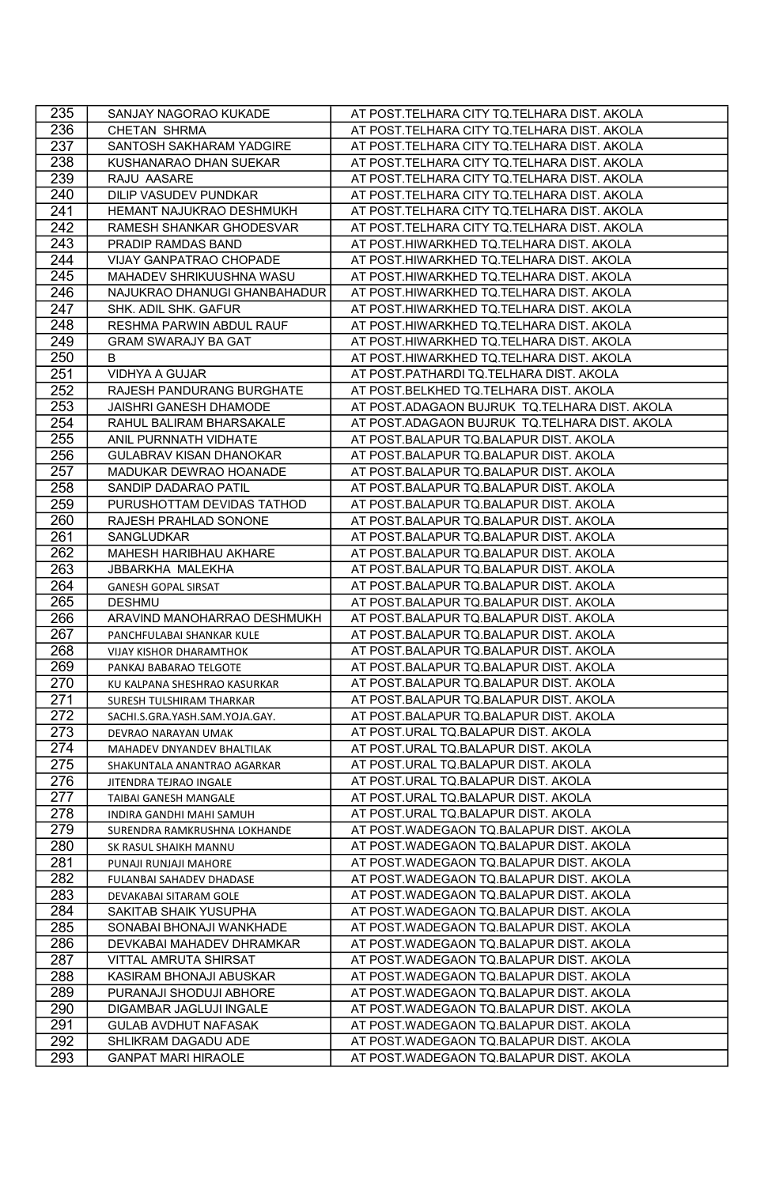| 235 | SANJAY NAGORAO KUKADE | AT POST.TELHARA CITY TQ.TELHARA DIST. AKOLA |
|---|---|---|
| 236 | CHETAN SHRMA | AT POST.TELHARA CITY TQ.TELHARA DIST. AKOLA |
| 237 | SANTOSH SAKHARAM YADGIRE | AT POST.TELHARA CITY TQ.TELHARA DIST. AKOLA |
| 238 | KUSHANARAO DHAN SUEKAR | AT POST.TELHARA CITY TQ.TELHARA DIST. AKOLA |
| 239 | RAJU AASARE | AT POST.TELHARA CITY TQ.TELHARA DIST. AKOLA |
| 240 | DILIP VASUDEV PUNDKAR | AT POST.TELHARA CITY TQ.TELHARA DIST. AKOLA |
| 241 | HEMANT NAJUKRAO DESHMUKH | AT POST.TELHARA CITY TQ.TELHARA DIST. AKOLA |
| 242 | RAMESH SHANKAR GHODESVAR | AT POST.TELHARA CITY TQ.TELHARA DIST. AKOLA |
| 243 | PRADIP RAMDAS BAND | AT POST.HIWARKHED TQ.TELHARA DIST. AKOLA |
| 244 | VIJAY GANPATRAO CHOPADE | AT POST.HIWARKHED TQ.TELHARA DIST. AKOLA |
| 245 | MAHADEV SHRIKUUSHNA WASU | AT POST.HIWARKHED TQ.TELHARA DIST. AKOLA |
| 246 | NAJUKRAO DHANUGI GHANBAHADUR | AT POST.HIWARKHED TQ.TELHARA DIST. AKOLA |
| 247 | SHK. ADIL SHK. GAFUR | AT POST.HIWARKHED TQ.TELHARA DIST. AKOLA |
| 248 | RESHMA PARWIN ABDUL RAUF | AT POST.HIWARKHED TQ.TELHARA DIST. AKOLA |
| 249 | GRAM SWARAJY BA GAT | AT POST.HIWARKHED TQ.TELHARA DIST. AKOLA |
| 250 | B | AT POST.HIWARKHED TQ.TELHARA DIST. AKOLA |
| 251 | VIDHYA A GUJAR | AT POST.PATHARDI TQ.TELHARA DIST. AKOLA |
| 252 | RAJESH PANDURANG BURGHATE | AT POST.BELKHED TQ.TELHARA DIST. AKOLA |
| 253 | JAISHRI GANESH DHAMODE | AT POST.ADAGAON BUJRUK TQ.TELHARA DIST. AKOLA |
| 254 | RAHUL BALIRAM BHARSAKALE | AT POST.ADAGAON BUJRUK TQ.TELHARA DIST. AKOLA |
| 255 | ANIL PURNNATH VIDHATE | AT POST.BALAPUR TQ.BALAPUR DIST. AKOLA |
| 256 | GULABRAV KISAN DHANOKAR | AT POST.BALAPUR TQ.BALAPUR DIST. AKOLA |
| 257 | MADUKAR DEWRAO HOANADE | AT POST.BALAPUR TQ.BALAPUR DIST. AKOLA |
| 258 | SANDIP DADARAO PATIL | AT POST.BALAPUR TQ.BALAPUR DIST. AKOLA |
| 259 | PURUSHOTTAM DEVIDAS TATHOD | AT POST.BALAPUR TQ.BALAPUR DIST. AKOLA |
| 260 | RAJESH PRAHLAD SONONE | AT POST.BALAPUR TQ.BALAPUR DIST. AKOLA |
| 261 | SANGLUDKAR | AT POST.BALAPUR TQ.BALAPUR DIST. AKOLA |
| 262 | MAHESH HARIBHAU AKHARE | AT POST.BALAPUR TQ.BALAPUR DIST. AKOLA |
| 263 | JBBARKHA MALEKHA | AT POST.BALAPUR TQ.BALAPUR DIST. AKOLA |
| 264 | GANESH GOPAL SIRSAT | AT POST.BALAPUR TQ.BALAPUR DIST. AKOLA |
| 265 | DESHMU | AT POST.BALAPUR TQ.BALAPUR DIST. AKOLA |
| 266 | ARAVIND MANOHARRAO DESHMUKH | AT POST.BALAPUR TQ.BALAPUR DIST. AKOLA |
| 267 | PANCHFULABAI SHANKAR KULE | AT POST.BALAPUR TQ.BALAPUR DIST. AKOLA |
| 268 | VIJAY KISHOR DHARAMTHOK | AT POST.BALAPUR TQ.BALAPUR DIST. AKOLA |
| 269 | PANKAJ BABARAO TELGOTE | AT POST.BALAPUR TQ.BALAPUR DIST. AKOLA |
| 270 | KU KALPANA SHESHRAO KASURKAR | AT POST.BALAPUR TQ.BALAPUR DIST. AKOLA |
| 271 | SURESH TULSHIRAM THARKAR | AT POST.BALAPUR TQ.BALAPUR DIST. AKOLA |
| 272 | SACHI.S.GRA.YASH.SAM.YOJA.GAY. | AT POST.BALAPUR TQ.BALAPUR DIST. AKOLA |
| 273 | DEVRAO NARAYAN UMAK | AT POST.URAL TQ.BALAPUR DIST. AKOLA |
| 274 | MAHADEV DNYANDEV BHALTILAK | AT POST.URAL TQ.BALAPUR DIST. AKOLA |
| 275 | SHAKUNTALA ANANTRAO AGARKAR | AT POST.URAL TQ.BALAPUR DIST. AKOLA |
| 276 | JITENDRA TEJRAO INGALE | AT POST.URAL TQ.BALAPUR DIST. AKOLA |
| 277 | TAIBAI GANESH MANGALE | AT POST.URAL TQ.BALAPUR DIST. AKOLA |
| 278 | INDIRA GANDHI MAHI SAMUH | AT POST.URAL TQ.BALAPUR DIST. AKOLA |
| 279 | SURENDRA RAMKRUSHNA LOKHANDE | AT POST.WADEGAON TQ.BALAPUR DIST. AKOLA |
| 280 | SK RASUL SHAIKH MANNU | AT POST.WADEGAON TQ.BALAPUR DIST. AKOLA |
| 281 | PUNAJI RUNJAJI MAHORE | AT POST.WADEGAON TQ.BALAPUR DIST. AKOLA |
| 282 | FULANBAI SAHADEV DHADASE | AT POST.WADEGAON TQ.BALAPUR DIST. AKOLA |
| 283 | DEVAKABAI SITARAM GOLE | AT POST.WADEGAON TQ.BALAPUR DIST. AKOLA |
| 284 | SAKITAB SHAIK YUSUPHA | AT POST.WADEGAON TQ.BALAPUR DIST. AKOLA |
| 285 | SONABAI BHONAJI WANKHADE | AT POST.WADEGAON TQ.BALAPUR DIST. AKOLA |
| 286 | DEVKABAI MAHADEV DHRAMKAR | AT POST.WADEGAON TQ.BALAPUR DIST. AKOLA |
| 287 | VITTAL AMRUTA SHIRSAT | AT POST.WADEGAON TQ.BALAPUR DIST. AKOLA |
| 288 | KASIRAM BHONAJI ABUSKAR | AT POST.WADEGAON TQ.BALAPUR DIST. AKOLA |
| 289 | PURANAJI SHODUJI ABHORE | AT POST.WADEGAON TQ.BALAPUR DIST. AKOLA |
| 290 | DIGAMBAR JAGLUJI INGALE | AT POST.WADEGAON TQ.BALAPUR DIST. AKOLA |
| 291 | GULAB AVDHUT NAFASAK | AT POST.WADEGAON TQ.BALAPUR DIST. AKOLA |
| 292 | SHLIKRAM DAGADU ADE | AT POST.WADEGAON TQ.BALAPUR DIST. AKOLA |
| 293 | GANPAT MARI HIRAOLE | AT POST.WADEGAON TQ.BALAPUR DIST. AKOLA |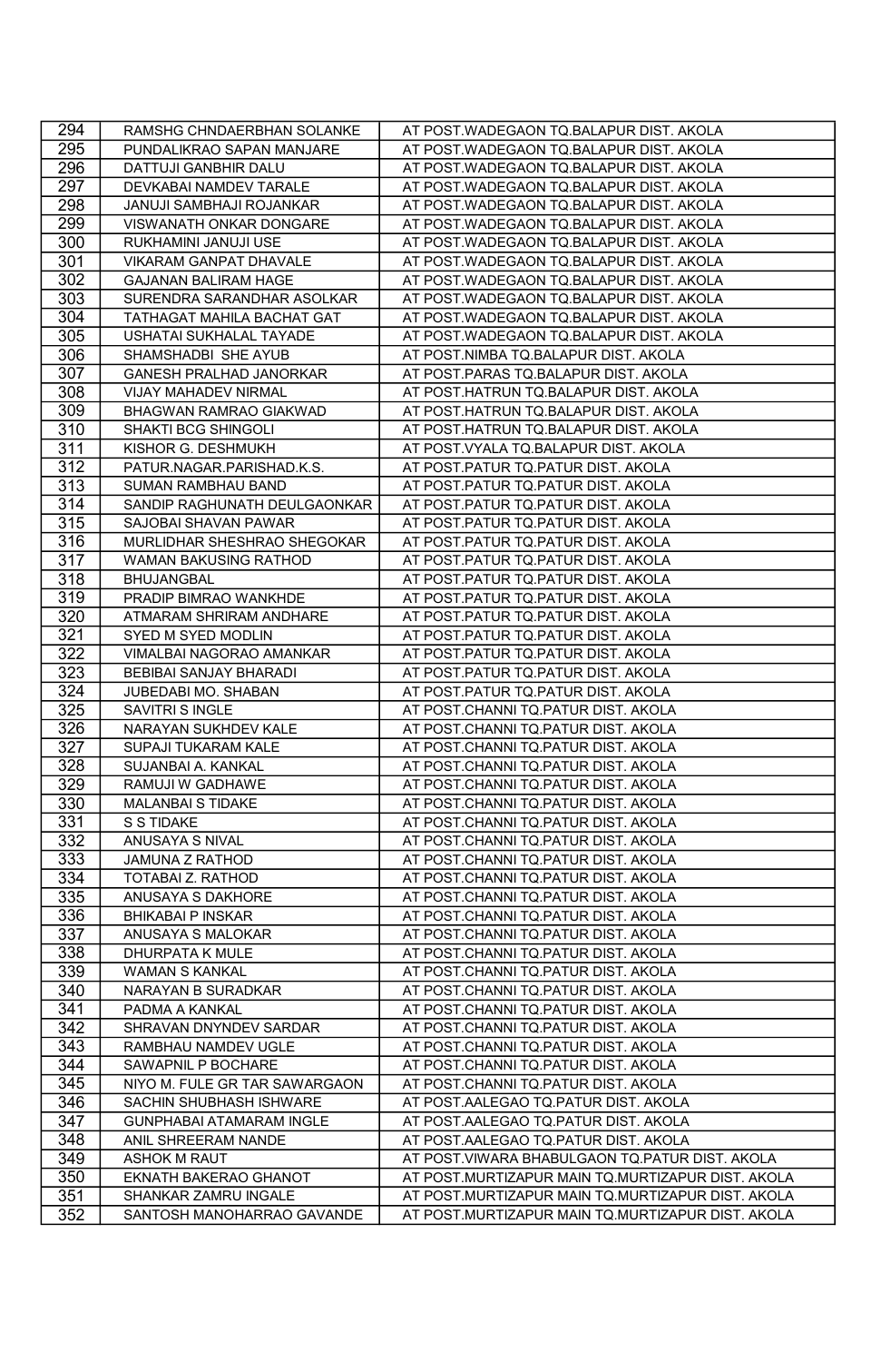| 294 | RAMSHG CHNDAERBHAN SOLANKE | AT POST.WADEGAON TQ.BALAPUR DIST. AKOLA |
|---|---|---|
| 295 | PUNDALIKRAO SAPAN MANJARE | AT POST.WADEGAON TQ.BALAPUR DIST. AKOLA |
| 296 | DATTUJI GANBHIR DALU | AT POST.WADEGAON TQ.BALAPUR DIST. AKOLA |
| 297 | DEVKABAI NAMDEV TARALE | AT POST.WADEGAON TQ.BALAPUR DIST. AKOLA |
| 298 | JANUJI SAMBHAJI ROJANKAR | AT POST.WADEGAON TQ.BALAPUR DIST. AKOLA |
| 299 | VISWANATH ONKAR DONGARE | AT POST.WADEGAON TQ.BALAPUR DIST. AKOLA |
| 300 | RUKHAMINI JANUJI USE | AT POST.WADEGAON TQ.BALAPUR DIST. AKOLA |
| 301 | VIKARAM GANPAT DHAVALE | AT POST.WADEGAON TQ.BALAPUR DIST. AKOLA |
| 302 | GAJANAN BALIRAM HAGE | AT POST.WADEGAON TQ.BALAPUR DIST. AKOLA |
| 303 | SURENDRA SARANDHAR ASOLKAR | AT POST.WADEGAON TQ.BALAPUR DIST. AKOLA |
| 304 | TATHAGAT MAHILA BACHAT GAT | AT POST.WADEGAON TQ.BALAPUR DIST. AKOLA |
| 305 | USHATAI SUKHALAL TAYADE | AT POST.WADEGAON TQ.BALAPUR DIST. AKOLA |
| 306 | SHAMSHADBI SHE AYUB | AT POST.NIMBA TQ.BALAPUR DIST. AKOLA |
| 307 | GANESH PRALHAD JANORKAR | AT POST.PARAS TQ.BALAPUR DIST. AKOLA |
| 308 | VIJAY MAHADEV NIRMAL | AT POST.HATRUN TQ.BALAPUR DIST. AKOLA |
| 309 | BHAGWAN RAMRAO GIAKWAD | AT POST.HATRUN TQ.BALAPUR DIST. AKOLA |
| 310 | SHAKTI BCG SHINGOLI | AT POST.HATRUN TQ.BALAPUR DIST. AKOLA |
| 311 | KISHOR G. DESHMUKH | AT POST.VYALA TQ.BALAPUR DIST. AKOLA |
| 312 | PATUR.NAGAR.PARISHAD.K.S. | AT POST.PATUR TQ.PATUR DIST. AKOLA |
| 313 | SUMAN RAMBHAU BAND | AT POST.PATUR TQ.PATUR DIST. AKOLA |
| 314 | SANDIP RAGHUNATH DEULGAONKAR | AT POST.PATUR TQ.PATUR DIST. AKOLA |
| 315 | SAJOBAI SHAVAN PAWAR | AT POST.PATUR TQ.PATUR DIST. AKOLA |
| 316 | MURLIDHAR SHESHRAO SHEGOKAR | AT POST.PATUR TQ.PATUR DIST. AKOLA |
| 317 | WAMAN BAKUSING RATHOD | AT POST.PATUR TQ.PATUR DIST. AKOLA |
| 318 | BHUJANGBAL | AT POST.PATUR TQ.PATUR DIST. AKOLA |
| 319 | PRADIP BIMRAO WANKHDE | AT POST.PATUR TQ.PATUR DIST. AKOLA |
| 320 | ATMARAM SHRIRAM ANDHARE | AT POST.PATUR TQ.PATUR DIST. AKOLA |
| 321 | SYED M SYED MODLIN | AT POST.PATUR TQ.PATUR DIST. AKOLA |
| 322 | VIMALBAI NAGORAO AMANKAR | AT POST.PATUR TQ.PATUR DIST. AKOLA |
| 323 | BEBIBAI SANJAY BHARADI | AT POST.PATUR TQ.PATUR DIST. AKOLA |
| 324 | JUBEDABI MO. SHABAN | AT POST.PATUR TQ.PATUR DIST. AKOLA |
| 325 | SAVITRI S INGLE | AT POST.CHANNI TQ.PATUR DIST. AKOLA |
| 326 | NARAYAN SUKHDEV KALE | AT POST.CHANNI TQ.PATUR DIST. AKOLA |
| 327 | SUPAJI TUKARAM KALE | AT POST.CHANNI TQ.PATUR DIST. AKOLA |
| 328 | SUJANBAI A. KANKAL | AT POST.CHANNI TQ.PATUR DIST. AKOLA |
| 329 | RAMUJI W GADHAWE | AT POST.CHANNI TQ.PATUR DIST. AKOLA |
| 330 | MALANBAI S TIDAKE | AT POST.CHANNI TQ.PATUR DIST. AKOLA |
| 331 | S S TIDAKE | AT POST.CHANNI TQ.PATUR DIST. AKOLA |
| 332 | ANUSAYA S NIVAL | AT POST.CHANNI TQ.PATUR DIST. AKOLA |
| 333 | JAMUNA Z RATHOD | AT POST.CHANNI TQ.PATUR DIST. AKOLA |
| 334 | TOTABAI Z. RATHOD | AT POST.CHANNI TQ.PATUR DIST. AKOLA |
| 335 | ANUSAYA S DAKHORE | AT POST.CHANNI TQ.PATUR DIST. AKOLA |
| 336 | BHIKABAI P INSKAR | AT POST.CHANNI TQ.PATUR DIST. AKOLA |
| 337 | ANUSAYA S MALOKAR | AT POST.CHANNI TQ.PATUR DIST. AKOLA |
| 338 | DHURPATA K MULE | AT POST.CHANNI TQ.PATUR DIST. AKOLA |
| 339 | WAMAN S KANKAL | AT POST.CHANNI TQ.PATUR DIST. AKOLA |
| 340 | NARAYAN B SURADKAR | AT POST.CHANNI TQ.PATUR DIST. AKOLA |
| 341 | PADMA A KANKAL | AT POST.CHANNI TQ.PATUR DIST. AKOLA |
| 342 | SHRAVAN DNYNDEV SARDAR | AT POST.CHANNI TQ.PATUR DIST. AKOLA |
| 343 | RAMBHAU NAMDEV UGLE | AT POST.CHANNI TQ.PATUR DIST. AKOLA |
| 344 | SAWAPNIL P BOCHARE | AT POST.CHANNI TQ.PATUR DIST. AKOLA |
| 345 | NIYO M. FULE GR TAR SAWARGAON | AT POST.CHANNI TQ.PATUR DIST. AKOLA |
| 346 | SACHIN SHUBHASH ISHWARE | AT POST.AALEGAO TQ.PATUR DIST. AKOLA |
| 347 | GUNPHABAI ATAMARAM INGLE | AT POST.AALEGAO TQ.PATUR DIST. AKOLA |
| 348 | ANIL SHREERAM NANDE | AT POST.AALEGAO TQ.PATUR DIST. AKOLA |
| 349 | ASHOK M RAUT | AT POST.VIWARA BHABULGAON TQ.PATUR DIST. AKOLA |
| 350 | EKNATH BAKERAO GHANOT | AT POST.MURTIZAPUR MAIN TQ.MURTIZAPUR DIST. AKOLA |
| 351 | SHANKAR ZAMRU INGALE | AT POST.MURTIZAPUR MAIN TQ.MURTIZAPUR DIST. AKOLA |
| 352 | SANTOSH MANOHARRAO GAVANDE | AT POST.MURTIZAPUR MAIN TQ.MURTIZAPUR DIST. AKOLA |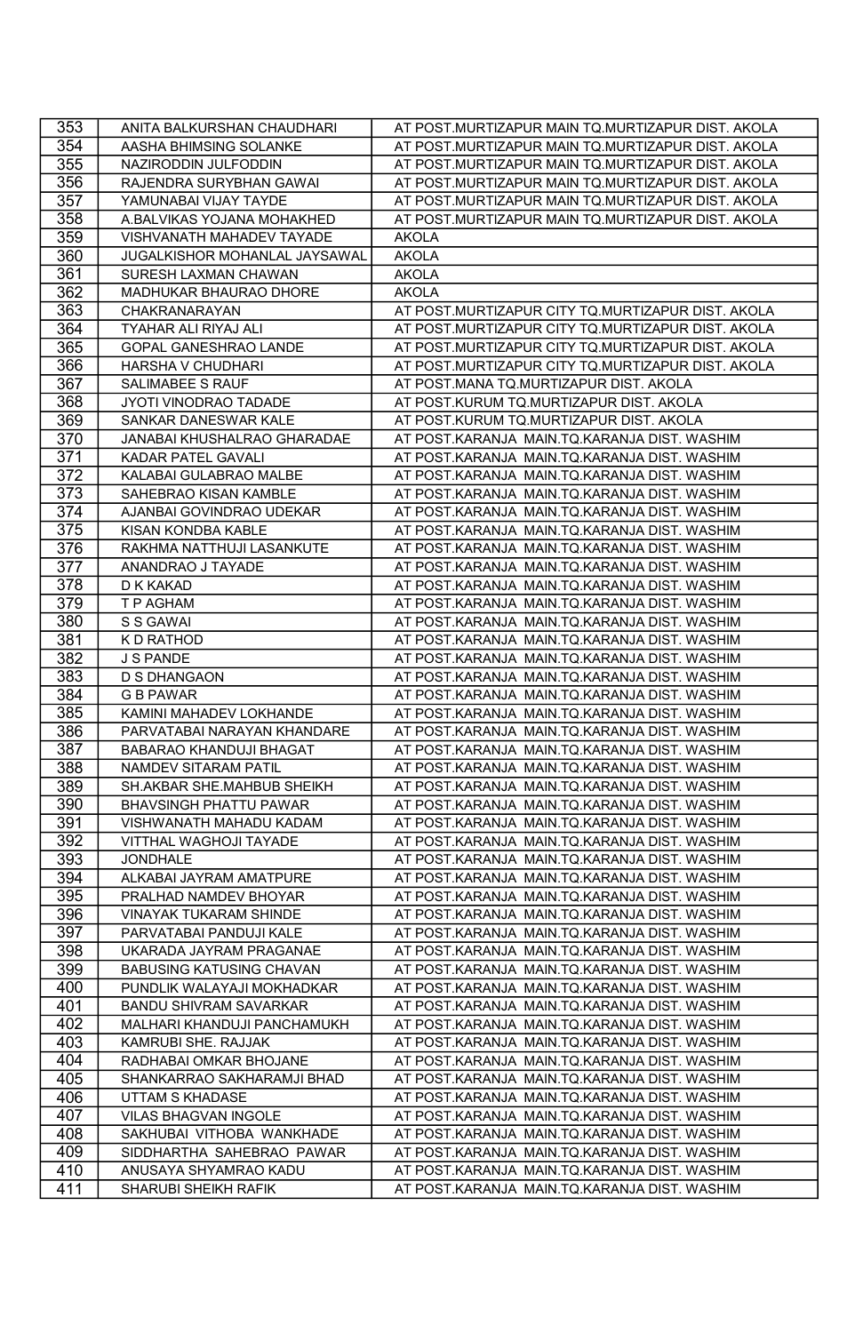| 353 | ANITA BALKURSHAN CHAUDHARI | AT POST.MURTIZAPUR MAIN TQ.MURTIZAPUR DIST. AKOLA |
|---|---|---|
| 354 | AASHA BHIMSING SOLANKE | AT POST.MURTIZAPUR MAIN TQ.MURTIZAPUR DIST. AKOLA |
| 355 | NAZIRODDIN JULFODDIN | AT POST.MURTIZAPUR MAIN TQ.MURTIZAPUR DIST. AKOLA |
| 356 | RAJENDRA SURYBHAN GAWAI | AT POST.MURTIZAPUR MAIN TQ.MURTIZAPUR DIST. AKOLA |
| 357 | YAMUNABAI VIJAY TAYDE | AT POST.MURTIZAPUR MAIN TQ.MURTIZAPUR DIST. AKOLA |
| 358 | A.BALVIKAS YOJANA MOHAKHED | AT POST.MURTIZAPUR MAIN TQ.MURTIZAPUR DIST. AKOLA |
| 359 | VISHVANATH MAHADEV TAYADE | AKOLA |
| 360 | JUGALKISHOR MOHANLAL JAYSAWAL | AKOLA |
| 361 | SURESH LAXMAN CHAWAN | AKOLA |
| 362 | MADHUKAR BHAURAO DHORE | AKOLA |
| 363 | CHAKRANARAYAN | AT POST.MURTIZAPUR CITY TQ.MURTIZAPUR DIST. AKOLA |
| 364 | TYAHAR ALI RIYAJ ALI | AT POST.MURTIZAPUR CITY TQ.MURTIZAPUR DIST. AKOLA |
| 365 | GOPAL GANESHRAO LANDE | AT POST.MURTIZAPUR CITY TQ.MURTIZAPUR DIST. AKOLA |
| 366 | HARSHA V CHUDHARI | AT POST.MURTIZAPUR CITY TQ.MURTIZAPUR DIST. AKOLA |
| 367 | SALIMABEE S RAUF | AT POST.MANA TQ.MURTIZAPUR DIST. AKOLA |
| 368 | JYOTI VINODRAO TADADE | AT POST.KURUM TQ.MURTIZAPUR DIST. AKOLA |
| 369 | SANKAR DANESWAR KALE | AT POST.KURUM TQ.MURTIZAPUR DIST. AKOLA |
| 370 | JANABAI KHUSHALRAO GHARADAE | AT POST.KARANJA MAIN.TQ.KARANJA DIST. WASHIM |
| 371 | KADAR PATEL GAVALI | AT POST.KARANJA MAIN.TQ.KARANJA DIST. WASHIM |
| 372 | KALABAI GULABRAO MALBE | AT POST.KARANJA MAIN.TQ.KARANJA DIST. WASHIM |
| 373 | SAHEBRAO KISAN KAMBLE | AT POST.KARANJA MAIN.TQ.KARANJA DIST. WASHIM |
| 374 | AJANBAI GOVINDRAO UDEKAR | AT POST.KARANJA MAIN.TQ.KARANJA DIST. WASHIM |
| 375 | KISAN KONDBA KABLE | AT POST.KARANJA MAIN.TQ.KARANJA DIST. WASHIM |
| 376 | RAKHMA NATTHUJI LASANKUTE | AT POST.KARANJA MAIN.TQ.KARANJA DIST. WASHIM |
| 377 | ANANDRAO J TAYADE | AT POST.KARANJA MAIN.TQ.KARANJA DIST. WASHIM |
| 378 | D K KAKAD | AT POST.KARANJA MAIN.TQ.KARANJA DIST. WASHIM |
| 379 | T P AGHAM | AT POST.KARANJA MAIN.TQ.KARANJA DIST. WASHIM |
| 380 | S S GAWAI | AT POST.KARANJA MAIN.TQ.KARANJA DIST. WASHIM |
| 381 | K D RATHOD | AT POST.KARANJA MAIN.TQ.KARANJA DIST. WASHIM |
| 382 | J S PANDE | AT POST.KARANJA MAIN.TQ.KARANJA DIST. WASHIM |
| 383 | D S DHANGAON | AT POST.KARANJA MAIN.TQ.KARANJA DIST. WASHIM |
| 384 | G B PAWAR | AT POST.KARANJA MAIN.TQ.KARANJA DIST. WASHIM |
| 385 | KAMINI MAHADEV LOKHANDE | AT POST.KARANJA MAIN.TQ.KARANJA DIST. WASHIM |
| 386 | PARVATABAI NARAYAN KHANDARE | AT POST.KARANJA MAIN.TQ.KARANJA DIST. WASHIM |
| 387 | BABARAO KHANDUJI BHAGAT | AT POST.KARANJA MAIN.TQ.KARANJA DIST. WASHIM |
| 388 | NAMDEV SITARAM PATIL | AT POST.KARANJA MAIN.TQ.KARANJA DIST. WASHIM |
| 389 | SH.AKBAR SHE.MAHBUB SHEIKH | AT POST.KARANJA MAIN.TQ.KARANJA DIST. WASHIM |
| 390 | BHAVSINGH PHATTU PAWAR | AT POST.KARANJA MAIN.TQ.KARANJA DIST. WASHIM |
| 391 | VISHWANATH MAHADU KADAM | AT POST.KARANJA MAIN.TQ.KARANJA DIST. WASHIM |
| 392 | VITTHAL WAGHOJI TAYADE | AT POST.KARANJA MAIN.TQ.KARANJA DIST. WASHIM |
| 393 | JONDHALE | AT POST.KARANJA MAIN.TQ.KARANJA DIST. WASHIM |
| 394 | ALKABAI JAYRAM AMATPURE | AT POST.KARANJA MAIN.TQ.KARANJA DIST. WASHIM |
| 395 | PRALHAD NAMDEV BHOYAR | AT POST.KARANJA MAIN.TQ.KARANJA DIST. WASHIM |
| 396 | VINAYAK TUKARAM SHINDE | AT POST.KARANJA MAIN.TQ.KARANJA DIST. WASHIM |
| 397 | PARVATABAI PANDUJI KALE | AT POST.KARANJA MAIN.TQ.KARANJA DIST. WASHIM |
| 398 | UKARADA JAYRAM PRAGANAE | AT POST.KARANJA MAIN.TQ.KARANJA DIST. WASHIM |
| 399 | BABUSING KATUSING CHAVAN | AT POST.KARANJA MAIN.TQ.KARANJA DIST. WASHIM |
| 400 | PUNDLIK WALAYAJI MOKHADKAR | AT POST.KARANJA MAIN.TQ.KARANJA DIST. WASHIM |
| 401 | BANDU SHIVRAM SAVARKAR | AT POST.KARANJA MAIN.TQ.KARANJA DIST. WASHIM |
| 402 | MALHARI KHANDUJI PANCHAMUKH | AT POST.KARANJA MAIN.TQ.KARANJA DIST. WASHIM |
| 403 | KAMRUBI SHE. RAJJAK | AT POST.KARANJA MAIN.TQ.KARANJA DIST. WASHIM |
| 404 | RADHABAI OMKAR BHOJANE | AT POST.KARANJA MAIN.TQ.KARANJA DIST. WASHIM |
| 405 | SHANKARRAO SAKHARAMJI BHAD | AT POST.KARANJA MAIN.TQ.KARANJA DIST. WASHIM |
| 406 | UTTAM S KHADASE | AT POST.KARANJA MAIN.TQ.KARANJA DIST. WASHIM |
| 407 | VILAS BHAGVAN INGOLE | AT POST.KARANJA MAIN.TQ.KARANJA DIST. WASHIM |
| 408 | SAKHUBAI VITHOBA WANKHADE | AT POST.KARANJA MAIN.TQ.KARANJA DIST. WASHIM |
| 409 | SIDDHARTHA SAHEBRAO PAWAR | AT POST.KARANJA MAIN.TQ.KARANJA DIST. WASHIM |
| 410 | ANUSAYA SHYAMRAO KADU | AT POST.KARANJA MAIN.TQ.KARANJA DIST. WASHIM |
| 411 | SHARUBI SHEIKH RAFIK | AT POST.KARANJA MAIN.TQ.KARANJA DIST. WASHIM |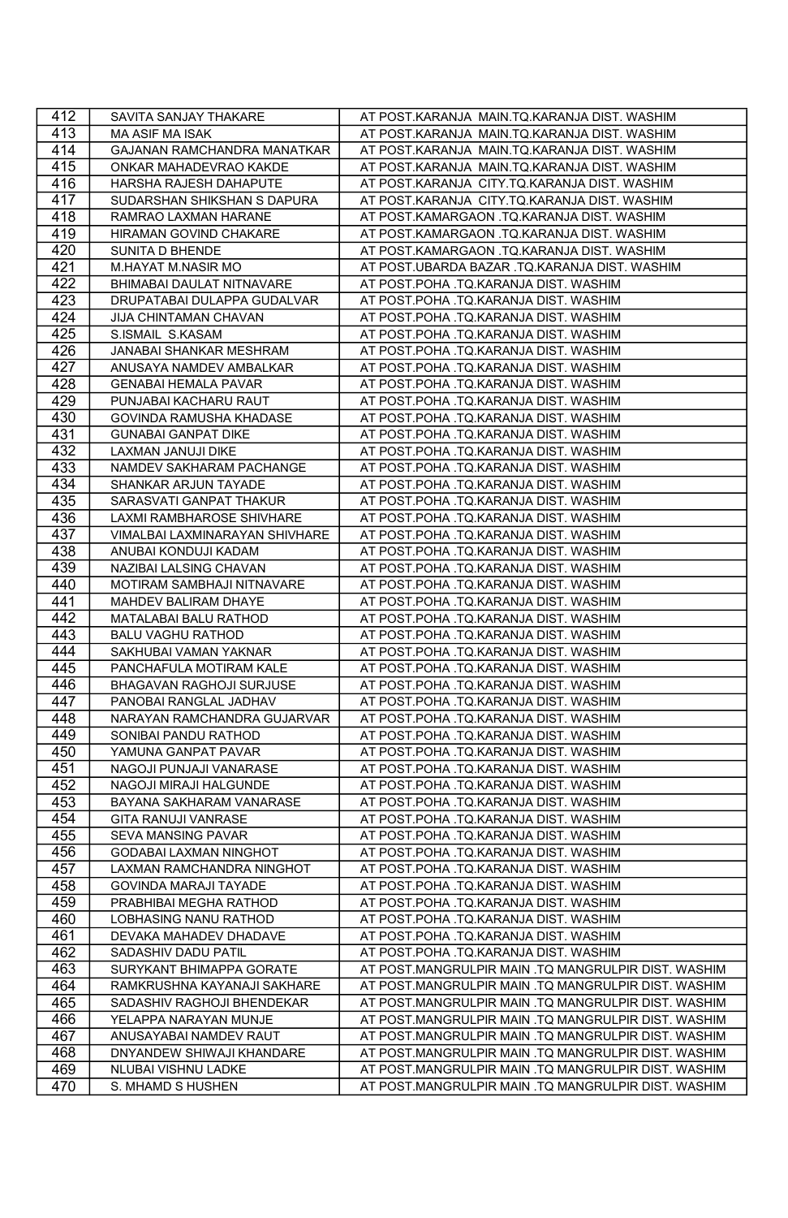| 412 | SAVITA SANJAY THAKARE | AT POST.KARANJA MAIN.TQ.KARANJA DIST. WASHIM |
|---|---|---|
| 413 | MA ASIF MA ISAK | AT POST.KARANJA MAIN.TQ.KARANJA DIST. WASHIM |
| 414 | GAJANAN RAMCHANDRA MANATKAR | AT POST.KARANJA MAIN.TQ.KARANJA DIST. WASHIM |
| 415 | ONKAR MAHADEVRAO KAKDE | AT POST.KARANJA MAIN.TQ.KARANJA DIST. WASHIM |
| 416 | HARSHA RAJESH DAHAPUTE | AT POST.KARANJA CITY.TQ.KARANJA DIST. WASHIM |
| 417 | SUDARSHAN SHIKSHAN S DAPURA | AT POST.KARANJA CITY.TQ.KARANJA DIST. WASHIM |
| 418 | RAMRAO LAXMAN HARANE | AT POST.KAMARGAON .TQ.KARANJA DIST. WASHIM |
| 419 | HIRAMAN GOVIND CHAKARE | AT POST.KAMARGAON .TQ.KARANJA DIST. WASHIM |
| 420 | SUNITA D BHENDE | AT POST.KAMARGAON .TQ.KARANJA DIST. WASHIM |
| 421 | M.HAYAT M.NASIR MO | AT POST.UBARDA BAZAR .TQ.KARANJA DIST. WASHIM |
| 422 | BHIMABAI DAULAT NITNAVARE | AT POST.POHA .TQ.KARANJA DIST. WASHIM |
| 423 | DRUPATABAI DULAPPA GUDALVAR | AT POST.POHA .TQ.KARANJA DIST. WASHIM |
| 424 | JIJA CHINTAMAN CHAVAN | AT POST.POHA .TQ.KARANJA DIST. WASHIM |
| 425 | S.ISMAIL S.KASAM | AT POST.POHA .TQ.KARANJA DIST. WASHIM |
| 426 | JANABAI SHANKAR MESHRAM | AT POST.POHA .TQ.KARANJA DIST. WASHIM |
| 427 | ANUSAYA NAMDEV AMBALKAR | AT POST.POHA .TQ.KARANJA DIST. WASHIM |
| 428 | GENABAI HEMALA PAVAR | AT POST.POHA .TQ.KARANJA DIST. WASHIM |
| 429 | PUNJABAI KACHARU RAUT | AT POST.POHA .TQ.KARANJA DIST. WASHIM |
| 430 | GOVINDA RAMUSHA KHADASE | AT POST.POHA .TQ.KARANJA DIST. WASHIM |
| 431 | GUNABAI GANPAT DIKE | AT POST.POHA .TQ.KARANJA DIST. WASHIM |
| 432 | LAXMAN JANUJI DIKE | AT POST.POHA .TQ.KARANJA DIST. WASHIM |
| 433 | NAMDEV SAKHARAM PACHANGE | AT POST.POHA .TQ.KARANJA DIST. WASHIM |
| 434 | SHANKAR ARJUN TAYADE | AT POST.POHA .TQ.KARANJA DIST. WASHIM |
| 435 | SARASVATI GANPAT THAKUR | AT POST.POHA .TQ.KARANJA DIST. WASHIM |
| 436 | LAXMI RAMBHAROSE SHIVHARE | AT POST.POHA .TQ.KARANJA DIST. WASHIM |
| 437 | VIMALBAI LAXMINARAYAN SHIVHARE | AT POST.POHA .TQ.KARANJA DIST. WASHIM |
| 438 | ANUBAI KONDUJI KADAM | AT POST.POHA .TQ.KARANJA DIST. WASHIM |
| 439 | NAZIBAI LALSING CHAVAN | AT POST.POHA .TQ.KARANJA DIST. WASHIM |
| 440 | MOTIRAM SAMBHAJI NITNAVARE | AT POST.POHA .TQ.KARANJA DIST. WASHIM |
| 441 | MAHDEV BALIRAM DHAYE | AT POST.POHA .TQ.KARANJA DIST. WASHIM |
| 442 | MATALABAI BALU RATHOD | AT POST.POHA .TQ.KARANJA DIST. WASHIM |
| 443 | BALU VAGHU RATHOD | AT POST.POHA .TQ.KARANJA DIST. WASHIM |
| 444 | SAKHUBAI VAMAN YAKNAR | AT POST.POHA .TQ.KARANJA DIST. WASHIM |
| 445 | PANCHAFULA MOTIRAM KALE | AT POST.POHA .TQ.KARANJA DIST. WASHIM |
| 446 | BHAGAVAN RAGHOJI SURJUSE | AT POST.POHA .TQ.KARANJA DIST. WASHIM |
| 447 | PANOBAI RANGLAL JADHAV | AT POST.POHA .TQ.KARANJA DIST. WASHIM |
| 448 | NARAYAN RAMCHANDRA GUJARVAR | AT POST.POHA .TQ.KARANJA DIST. WASHIM |
| 449 | SONIBAI PANDU RATHOD | AT POST.POHA .TQ.KARANJA DIST. WASHIM |
| 450 | YAMUNA GANPAT PAVAR | AT POST.POHA .TQ.KARANJA DIST. WASHIM |
| 451 | NAGOJI PUNJAJI VANARASE | AT POST.POHA .TQ.KARANJA DIST. WASHIM |
| 452 | NAGOJI MIRAJI HALGUNDE | AT POST.POHA .TQ.KARANJA DIST. WASHIM |
| 453 | BAYANA SAKHARAM VANARASE | AT POST.POHA .TQ.KARANJA DIST. WASHIM |
| 454 | GITA RANUJI VANRASE | AT POST.POHA .TQ.KARANJA DIST. WASHIM |
| 455 | SEVA MANSING PAVAR | AT POST.POHA .TQ.KARANJA DIST. WASHIM |
| 456 | GODABAI LAXMAN NINGHOT | AT POST.POHA .TQ.KARANJA DIST. WASHIM |
| 457 | LAXMAN RAMCHANDRA NINGHOT | AT POST.POHA .TQ.KARANJA DIST. WASHIM |
| 458 | GOVINDA MARAJI TAYADE | AT POST.POHA .TQ.KARANJA DIST. WASHIM |
| 459 | PRABHIBAI MEGHA RATHOD | AT POST.POHA .TQ.KARANJA DIST. WASHIM |
| 460 | LOBHASING NANU RATHOD | AT POST.POHA .TQ.KARANJA DIST. WASHIM |
| 461 | DEVAKA MAHADEV DHADAVE | AT POST.POHA .TQ.KARANJA DIST. WASHIM |
| 462 | SADASHIV DADU PATIL | AT POST.POHA .TQ.KARANJA DIST. WASHIM |
| 463 | SURYKANT BHIMAPPA GORATE | AT POST.MANGRULPIR MAIN .TQ MANGRULPIR DIST. WASHIM |
| 464 | RAMKRUSHNA KAYANAJI SAKHARE | AT POST.MANGRULPIR MAIN .TQ MANGRULPIR DIST. WASHIM |
| 465 | SADASHIV RAGHOJI BHENDEKAR | AT POST.MANGRULPIR MAIN .TQ MANGRULPIR DIST. WASHIM |
| 466 | YELAPPA NARAYAN MUNJE | AT POST.MANGRULPIR MAIN .TQ MANGRULPIR DIST. WASHIM |
| 467 | ANUSAYABAI NAMDEV RAUT | AT POST.MANGRULPIR MAIN .TQ MANGRULPIR DIST. WASHIM |
| 468 | DNYANDEW SHIWAJI KHANDARE | AT POST.MANGRULPIR MAIN .TQ MANGRULPIR DIST. WASHIM |
| 469 | NLUBAI VISHNU LADKE | AT POST.MANGRULPIR MAIN .TQ MANGRULPIR DIST. WASHIM |
| 470 | S. MHAMD S HUSHEN | AT POST.MANGRULPIR MAIN .TQ MANGRULPIR DIST. WASHIM |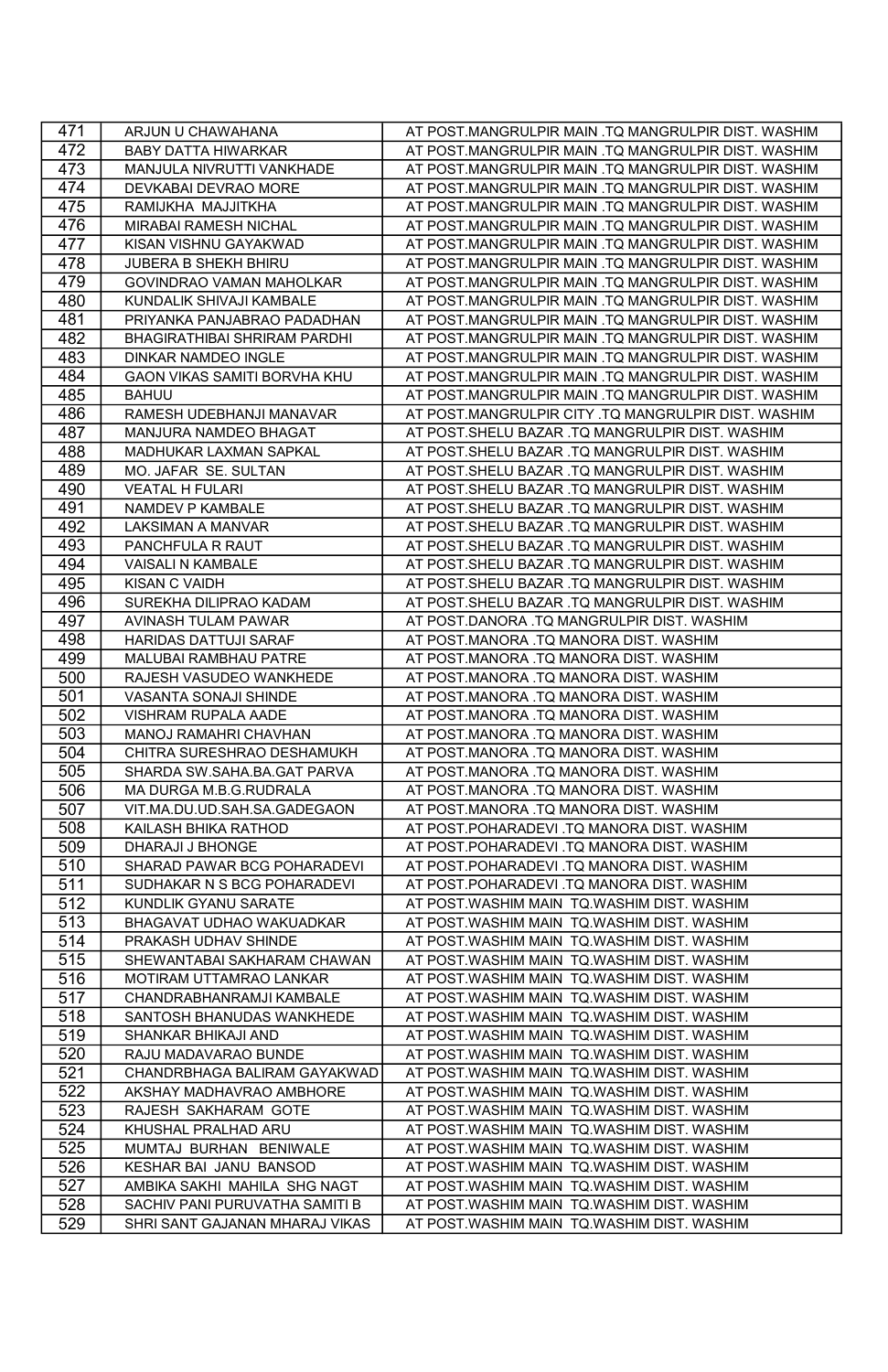| 471 | ARJUN U CHAWAHANA | AT POST.MANGRULPIR MAIN .TQ MANGRULPIR DIST. WASHIM |
|---|---|---|
| 472 | BABY DATTA HIWARKAR | AT POST.MANGRULPIR MAIN .TQ MANGRULPIR DIST. WASHIM |
| 473 | MANJULA NIVRUTTI VANKHADE | AT POST.MANGRULPIR MAIN .TQ MANGRULPIR DIST. WASHIM |
| 474 | DEVKABAI DEVRAO MORE | AT POST.MANGRULPIR MAIN .TQ MANGRULPIR DIST. WASHIM |
| 475 | RAMIJKHA MAJJITKHA | AT POST.MANGRULPIR MAIN .TQ MANGRULPIR DIST. WASHIM |
| 476 | MIRABAI RAMESH NICHAL | AT POST.MANGRULPIR MAIN .TQ MANGRULPIR DIST. WASHIM |
| 477 | KISAN VISHNU GAYAKWAD | AT POST.MANGRULPIR MAIN .TQ MANGRULPIR DIST. WASHIM |
| 478 | JUBERA B SHEKH BHIRU | AT POST.MANGRULPIR MAIN .TQ MANGRULPIR DIST. WASHIM |
| 479 | GOVINDRAO VAMAN MAHOLKAR | AT POST.MANGRULPIR MAIN .TQ MANGRULPIR DIST. WASHIM |
| 480 | KUNDALIK SHIVAJI KAMBALE | AT POST.MANGRULPIR MAIN .TQ MANGRULPIR DIST. WASHIM |
| 481 | PRIYANKA PANJABRAO PADADHAN | AT POST.MANGRULPIR MAIN .TQ MANGRULPIR DIST. WASHIM |
| 482 | BHAGIRATHIBAI SHRIRAM PARDHI | AT POST.MANGRULPIR MAIN .TQ MANGRULPIR DIST. WASHIM |
| 483 | DINKAR NAMDEO INGLE | AT POST.MANGRULPIR MAIN .TQ MANGRULPIR DIST. WASHIM |
| 484 | GAON VIKAS SAMITI BORVHA KHU | AT POST.MANGRULPIR MAIN .TQ MANGRULPIR DIST. WASHIM |
| 485 | BAHUU | AT POST.MANGRULPIR MAIN .TQ MANGRULPIR DIST. WASHIM |
| 486 | RAMESH UDEBHANJI MANAVAR | AT POST.MANGRULPIR CITY .TQ MANGRULPIR DIST. WASHIM |
| 487 | MANJURA NAMDEO BHAGAT | AT POST.SHELU BAZAR .TQ MANGRULPIR DIST. WASHIM |
| 488 | MADHUKAR LAXMAN SAPKAL | AT POST.SHELU BAZAR .TQ MANGRULPIR DIST. WASHIM |
| 489 | MO. JAFAR SE. SULTAN | AT POST.SHELU BAZAR .TQ MANGRULPIR DIST. WASHIM |
| 490 | VEATAL H FULARI | AT POST.SHELU BAZAR .TQ MANGRULPIR DIST. WASHIM |
| 491 | NAMDEV P KAMBALE | AT POST.SHELU BAZAR .TQ MANGRULPIR DIST. WASHIM |
| 492 | LAKSIMAN A MANVAR | AT POST.SHELU BAZAR .TQ MANGRULPIR DIST. WASHIM |
| 493 | PANCHFULA R RAUT | AT POST.SHELU BAZAR .TQ MANGRULPIR DIST. WASHIM |
| 494 | VAISALI N KAMBALE | AT POST.SHELU BAZAR .TQ MANGRULPIR DIST. WASHIM |
| 495 | KISAN C VAIDH | AT POST.SHELU BAZAR .TQ MANGRULPIR DIST. WASHIM |
| 496 | SUREKHA DILIPRAO KADAM | AT POST.SHELU BAZAR .TQ MANGRULPIR DIST. WASHIM |
| 497 | AVINASH TULAM PAWAR | AT POST.DANORA .TQ MANGRULPIR DIST. WASHIM |
| 498 | HARIDAS DATTUJI SARAF | AT POST.MANORA .TQ MANORA DIST. WASHIM |
| 499 | MALUBAI RAMBHAU PATRE | AT POST.MANORA .TQ MANORA DIST. WASHIM |
| 500 | RAJESH VASUDEO WANKHEDE | AT POST.MANORA .TQ MANORA DIST. WASHIM |
| 501 | VASANTA SONAJI SHINDE | AT POST.MANORA .TQ MANORA DIST. WASHIM |
| 502 | VISHRAM RUPALA AADE | AT POST.MANORA .TQ MANORA DIST. WASHIM |
| 503 | MANOJ RAMAHRI CHAVHAN | AT POST.MANORA .TQ MANORA DIST. WASHIM |
| 504 | CHITRA SURESHRAO DESHAMUKH | AT POST.MANORA .TQ MANORA DIST. WASHIM |
| 505 | SHARDA SW.SAHA.BA.GAT PARVA | AT POST.MANORA .TQ MANORA DIST. WASHIM |
| 506 | MA DURGA M.B.G.RUDRALA | AT POST.MANORA .TQ MANORA DIST. WASHIM |
| 507 | VIT.MA.DU.UD.SAH.SA.GADEGAON | AT POST.MANORA .TQ MANORA DIST. WASHIM |
| 508 | KAILASH BHIKA RATHOD | AT POST.POHARADEVI .TQ MANORA DIST. WASHIM |
| 509 | DHARAJI J BHONGE | AT POST.POHARADEVI .TQ MANORA DIST. WASHIM |
| 510 | SHARAD PAWAR BCG POHARADEVI | AT POST.POHARADEVI .TQ MANORA DIST. WASHIM |
| 511 | SUDHAKAR N S BCG POHARADEVI | AT POST.POHARADEVI .TQ MANORA DIST. WASHIM |
| 512 | KUNDLIK GYANU SARATE | AT POST.WASHIM MAIN TQ.WASHIM DIST. WASHIM |
| 513 | BHAGAVAT UDHAO WAKUADKAR | AT POST.WASHIM MAIN TQ.WASHIM DIST. WASHIM |
| 514 | PRAKASH UDHAV SHINDE | AT POST.WASHIM MAIN TQ.WASHIM DIST. WASHIM |
| 515 | SHEWANTABAI SAKHARAM CHAWAN | AT POST.WASHIM MAIN TQ.WASHIM DIST. WASHIM |
| 516 | MOTIRAM UTTAMRAO LANKAR | AT POST.WASHIM MAIN TQ.WASHIM DIST. WASHIM |
| 517 | CHANDRABHANRAMJI KAMBALE | AT POST.WASHIM MAIN TQ.WASHIM DIST. WASHIM |
| 518 | SANTOSH BHANUDAS WANKHEDE | AT POST.WASHIM MAIN TQ.WASHIM DIST. WASHIM |
| 519 | SHANKAR BHIKAJI AND | AT POST.WASHIM MAIN TQ.WASHIM DIST. WASHIM |
| 520 | RAJU MADAVARAO BUNDE | AT POST.WASHIM MAIN TQ.WASHIM DIST. WASHIM |
| 521 | CHANDRBHAGA BALIRAM GAYAKWAD | AT POST.WASHIM MAIN TQ.WASHIM DIST. WASHIM |
| 522 | AKSHAY MADHAVRAO AMBHORE | AT POST.WASHIM MAIN TQ.WASHIM DIST. WASHIM |
| 523 | RAJESH SAKHARAM GOTE | AT POST.WASHIM MAIN TQ.WASHIM DIST. WASHIM |
| 524 | KHUSHAL PRALHAD ARU | AT POST.WASHIM MAIN TQ.WASHIM DIST. WASHIM |
| 525 | MUMTAJ BURHAN BENIWALE | AT POST.WASHIM MAIN TQ.WASHIM DIST. WASHIM |
| 526 | KESHAR BAI JANU BANSOD | AT POST.WASHIM MAIN TQ.WASHIM DIST. WASHIM |
| 527 | AMBIKA SAKHI MAHILA SHG NAGT | AT POST.WASHIM MAIN TQ.WASHIM DIST. WASHIM |
| 528 | SACHIV PANI PURUVATHA SAMITI B | AT POST.WASHIM MAIN TQ.WASHIM DIST. WASHIM |
| 529 | SHRI SANT GAJANAN MHARAJ VIKAS | AT POST.WASHIM MAIN TQ.WASHIM DIST. WASHIM |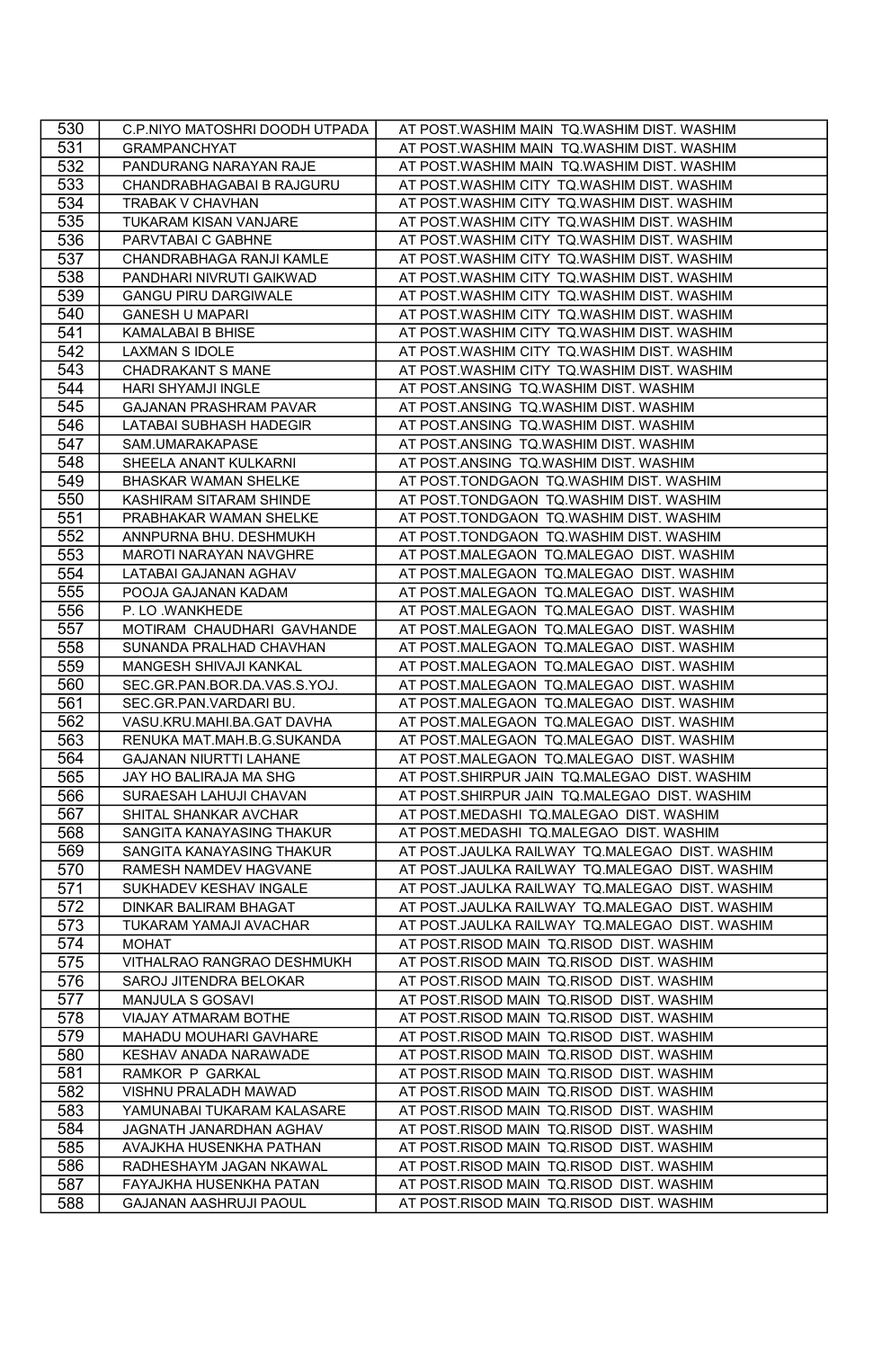| 530 | C.P.NIYO MATOSHRI DOODH UTPADA | AT POST.WASHIM MAIN TQ.WASHIM DIST. WASHIM |
|---|---|---|
| 531 | GRAMPANCHYAT | AT POST.WASHIM MAIN TQ.WASHIM DIST. WASHIM |
| 532 | PANDURANG NARAYAN RAJE | AT POST.WASHIM MAIN TQ.WASHIM DIST. WASHIM |
| 533 | CHANDRABHAGABAI B RAJGURU | AT POST.WASHIM CITY TQ.WASHIM DIST. WASHIM |
| 534 | TRABAK V CHAVHAN | AT POST.WASHIM CITY TQ.WASHIM DIST. WASHIM |
| 535 | TUKARAM KISAN VANJARE | AT POST.WASHIM CITY TQ.WASHIM DIST. WASHIM |
| 536 | PARVTABAI C GABHNE | AT POST.WASHIM CITY TQ.WASHIM DIST. WASHIM |
| 537 | CHANDRABHAGA RANJI KAMLE | AT POST.WASHIM CITY TQ.WASHIM DIST. WASHIM |
| 538 | PANDHARI NIVRUTI GAIKWAD | AT POST.WASHIM CITY TQ.WASHIM DIST. WASHIM |
| 539 | GANGU PIRU DARGIWALE | AT POST.WASHIM CITY TQ.WASHIM DIST. WASHIM |
| 540 | GANESH U MAPARI | AT POST.WASHIM CITY TQ.WASHIM DIST. WASHIM |
| 541 | KAMALABAI B BHISE | AT POST.WASHIM CITY TQ.WASHIM DIST. WASHIM |
| 542 | LAXMAN S IDOLE | AT POST.WASHIM CITY TQ.WASHIM DIST. WASHIM |
| 543 | CHADRAKANT S MANE | AT POST.WASHIM CITY TQ.WASHIM DIST. WASHIM |
| 544 | HARI SHYAMJI INGLE | AT POST.ANSING TQ.WASHIM DIST. WASHIM |
| 545 | GAJANAN PRASHRAM PAVAR | AT POST.ANSING TQ.WASHIM DIST. WASHIM |
| 546 | LATABAI SUBHASH HADEGIR | AT POST.ANSING TQ.WASHIM DIST. WASHIM |
| 547 | SAM.UMARAKAPASE | AT POST.ANSING TQ.WASHIM DIST. WASHIM |
| 548 | SHEELA ANANT KULKARNI | AT POST.ANSING TQ.WASHIM DIST. WASHIM |
| 549 | BHASKAR WAMAN SHELKE | AT POST.TONDGAON TQ.WASHIM DIST. WASHIM |
| 550 | KASHIRAM SITARAM SHINDE | AT POST.TONDGAON TQ.WASHIM DIST. WASHIM |
| 551 | PRABHAKAR WAMAN SHELKE | AT POST.TONDGAON TQ.WASHIM DIST. WASHIM |
| 552 | ANNPURNA BHU. DESHMUKH | AT POST.TONDGAON TQ.WASHIM DIST. WASHIM |
| 553 | MAROTI NARAYAN NAVGHRE | AT POST.MALEGAON TQ.MALEGAO DIST. WASHIM |
| 554 | LATABAI GAJANAN AGHAV | AT POST.MALEGAON TQ.MALEGAO DIST. WASHIM |
| 555 | POOJA GAJANAN KADAM | AT POST.MALEGAON TQ.MALEGAO DIST. WASHIM |
| 556 | P. LO .WANKHEDE | AT POST.MALEGAON TQ.MALEGAO DIST. WASHIM |
| 557 | MOTIRAM CHAUDHARI GAVHANDE | AT POST.MALEGAON TQ.MALEGAO DIST. WASHIM |
| 558 | SUNANDA PRALHAD CHAVHAN | AT POST.MALEGAON TQ.MALEGAO DIST. WASHIM |
| 559 | MANGESH SHIVAJI KANKAL | AT POST.MALEGAON TQ.MALEGAO DIST. WASHIM |
| 560 | SEC.GR.PAN.BOR.DA.VAS.S.YOJ. | AT POST.MALEGAON TQ.MALEGAO DIST. WASHIM |
| 561 | SEC.GR.PAN.VARDARI BU. | AT POST.MALEGAON TQ.MALEGAO DIST. WASHIM |
| 562 | VASU.KRU.MAHI.BA.GAT DAVHA | AT POST.MALEGAON TQ.MALEGAO DIST. WASHIM |
| 563 | RENUKA MAT.MAH.B.G.SUKANDA | AT POST.MALEGAON TQ.MALEGAO DIST. WASHIM |
| 564 | GAJANAN NIURTTI LAHANE | AT POST.MALEGAON TQ.MALEGAO DIST. WASHIM |
| 565 | JAY HO BALIRAJA MA SHG | AT POST.SHIRPUR JAIN TQ.MALEGAO DIST. WASHIM |
| 566 | SURAESAH LAHUJI CHAVAN | AT POST.SHIRPUR JAIN TQ.MALEGAO DIST. WASHIM |
| 567 | SHITAL SHANKAR AVCHAR | AT POST.MEDASHI TQ.MALEGAO DIST. WASHIM |
| 568 | SANGITA KANAYASING THAKUR | AT POST.MEDASHI TQ.MALEGAO DIST. WASHIM |
| 569 | SANGITA KANAYASING THAKUR | AT POST.JAULKA RAILWAY TQ.MALEGAO DIST. WASHIM |
| 570 | RAMESH NAMDEV HAGVANE | AT POST.JAULKA RAILWAY TQ.MALEGAO DIST. WASHIM |
| 571 | SUKHADEV KESHAV INGALE | AT POST.JAULKA RAILWAY TQ.MALEGAO DIST. WASHIM |
| 572 | DINKAR BALIRAM BHAGAT | AT POST.JAULKA RAILWAY TQ.MALEGAO DIST. WASHIM |
| 573 | TUKARAM YAMAJI AVACHAR | AT POST.JAULKA RAILWAY TQ.MALEGAO DIST. WASHIM |
| 574 | MOHAT | AT POST.RISOD MAIN TQ.RISOD DIST. WASHIM |
| 575 | VITHALRAO RANGRAO DESHMUKH | AT POST.RISOD MAIN TQ.RISOD DIST. WASHIM |
| 576 | SAROJ JITENDRA BELOKAR | AT POST.RISOD MAIN TQ.RISOD DIST. WASHIM |
| 577 | MANJULA S GOSAVI | AT POST.RISOD MAIN TQ.RISOD DIST. WASHIM |
| 578 | VIAJAY ATMARAM BOTHE | AT POST.RISOD MAIN TQ.RISOD DIST. WASHIM |
| 579 | MAHADU MOUHARI GAVHARE | AT POST.RISOD MAIN TQ.RISOD DIST. WASHIM |
| 580 | KESHAV ANADA NARAWADE | AT POST.RISOD MAIN TQ.RISOD DIST. WASHIM |
| 581 | RAMKOR P GARKAL | AT POST.RISOD MAIN TQ.RISOD DIST. WASHIM |
| 582 | VISHNU PRALADH MAWAD | AT POST.RISOD MAIN TQ.RISOD DIST. WASHIM |
| 583 | YAMUNABAI TUKARAM KALASARE | AT POST.RISOD MAIN TQ.RISOD DIST. WASHIM |
| 584 | JAGNATH JANARDHAN AGHAV | AT POST.RISOD MAIN TQ.RISOD DIST. WASHIM |
| 585 | AVAJKHA HUSENKHA PATHAN | AT POST.RISOD MAIN TQ.RISOD DIST. WASHIM |
| 586 | RADHESHAYM JAGAN NKAWAL | AT POST.RISOD MAIN TQ.RISOD DIST. WASHIM |
| 587 | FAYAJKHA HUSENKHA PATAN | AT POST.RISOD MAIN TQ.RISOD DIST. WASHIM |
| 588 | GAJANAN AASHRUJI PAOUL | AT POST.RISOD MAIN TQ.RISOD DIST. WASHIM |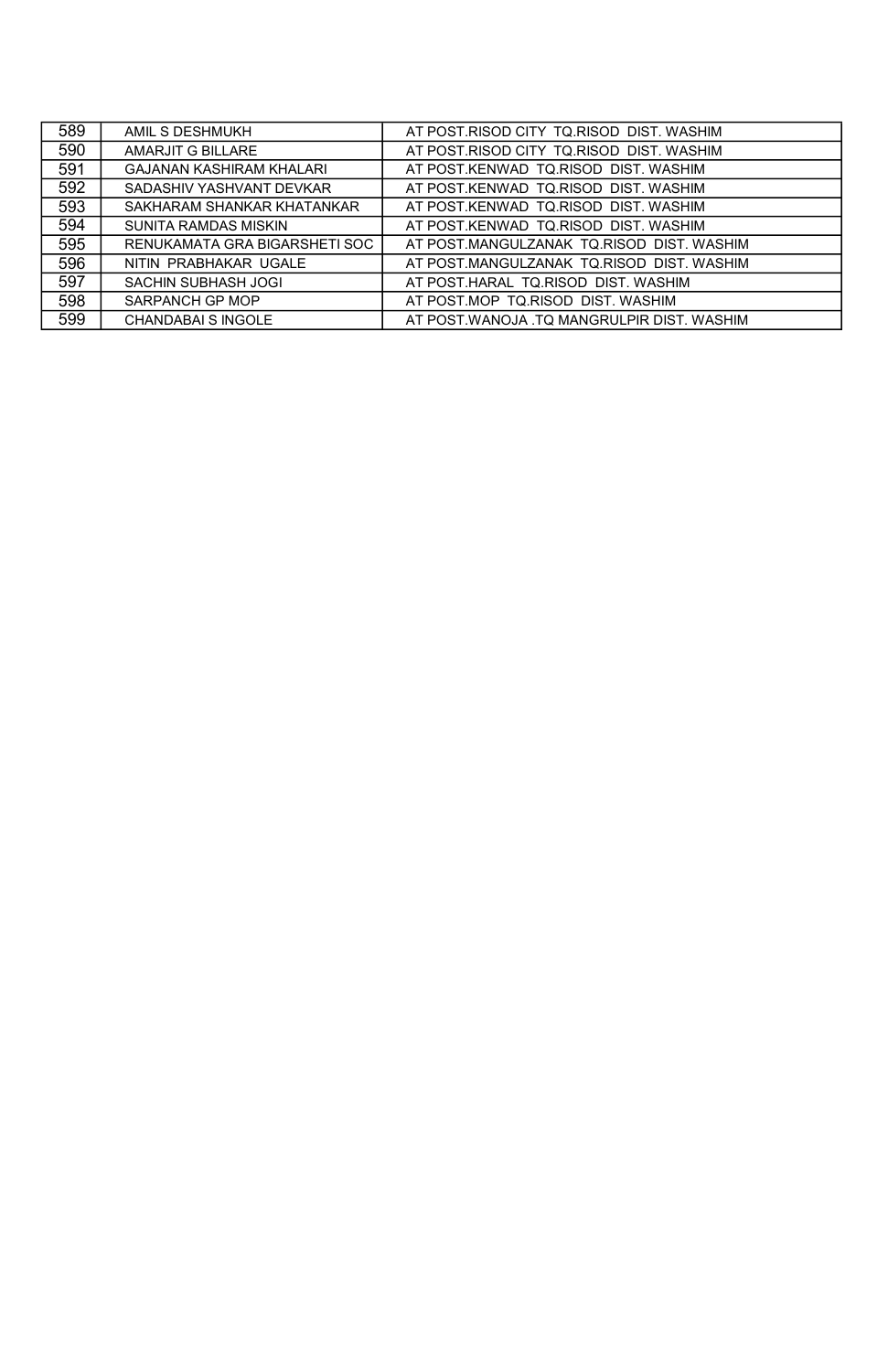| | | |
|---|---|---|
| 589 | AMIL S DESHMUKH | AT POST.RISOD CITY TQ.RISOD DIST. WASHIM |
| 590 | AMARJIT G BILLARE | AT POST.RISOD CITY TQ.RISOD DIST. WASHIM |
| 591 | GAJANAN KASHIRAM KHALARI | AT POST.KENWAD TQ.RISOD DIST. WASHIM |
| 592 | SADASHIV YASHVANT DEVKAR | AT POST.KENWAD TQ.RISOD DIST. WASHIM |
| 593 | SAKHARAM SHANKAR KHATANKAR | AT POST.KENWAD TQ.RISOD DIST. WASHIM |
| 594 | SUNITA RAMDAS MISKIN | AT POST.KENWAD TQ.RISOD DIST. WASHIM |
| 595 | RENUKAMATA GRA BIGARSHETI SOC | AT POST.MANGULZANAK TQ.RISOD DIST. WASHIM |
| 596 | NITIN PRABHAKAR UGALE | AT POST.MANGULZANAK TQ.RISOD DIST. WASHIM |
| 597 | SACHIN SUBHASH JOGI | AT POST.HARAL TQ.RISOD DIST. WASHIM |
| 598 | SARPANCH GP MOP | AT POST.MOP TQ.RISOD DIST. WASHIM |
| 599 | CHANDABAI S INGOLE | AT POST.WANOJA .TQ MANGRULPIR DIST. WASHIM |